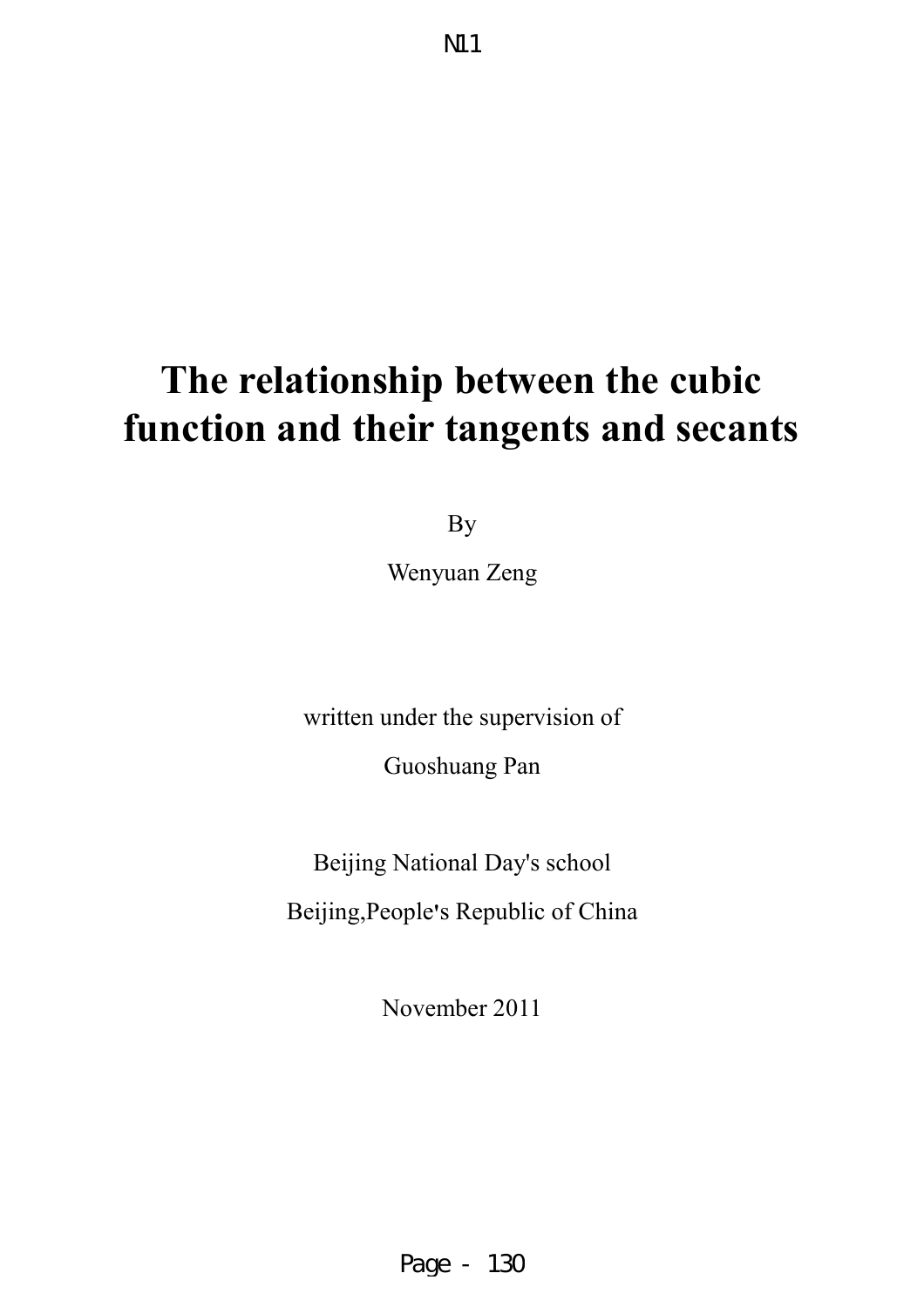# The relationship between the cubic function and their tangents and secants

By

Wenyuan Zeng

written under the supervision of

Guoshuang Pan

Beijing National Day's school

Beijing,People's Republic of China

November 2011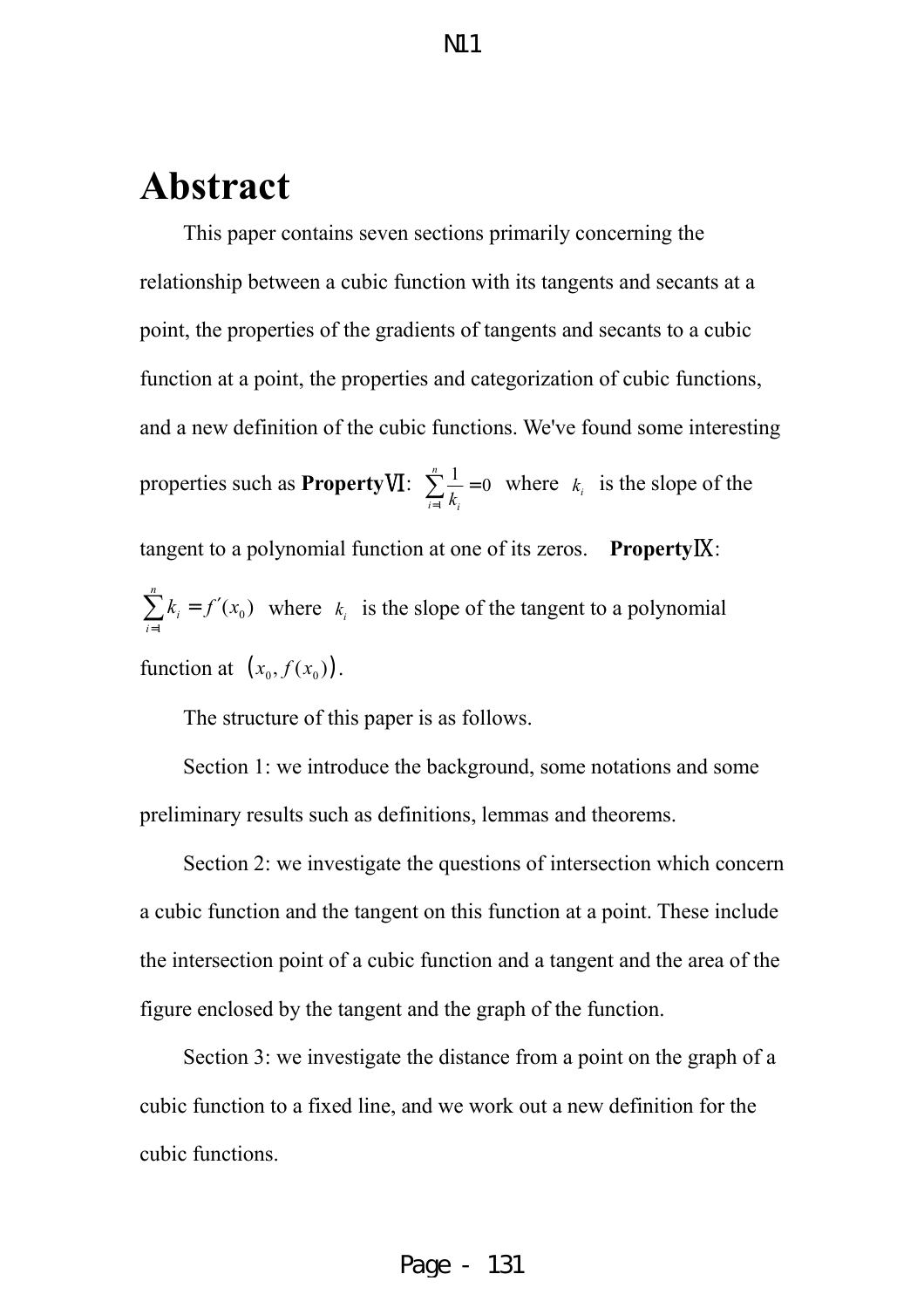# Abstract

This paper contains seven sections primarily concerning the relationship between a cubic function with its tangents and secants at a point, the properties of the gradients of tangents and secants to a cubic function at a point, the properties and categorization of cubic functions, and a new definition of the cubic functions. We've found some interesting properties such as **PropertyⅥ**: $\sum_{i=1}^{n}\frac{1}{k_i}=0$ where $k_i$ is the slope of the tangent to a polynomial function at one of its zeros. **PropertyⅨ**: $\sum_{i=1}^{n}k_i = f'(x_0)$ where $k_i$ is the slope of the tangent to a polynomial function at $(x_0, f(x_0))$.

The structure of this paper is as follows.

Section 1: we introduce the background, some notations and some preliminary results such as definitions, lemmas and theorems.

Section 2: we investigate the questions of intersection which concern a cubic function and the tangent on this function at a point. These include the intersection point of a cubic function and a tangent and the area of the figure enclosed by the tangent and the graph of the function.

Section 3: we investigate the distance from a point on the graph of a cubic function to a fixed line, and we work out a new definition for the cubic functions.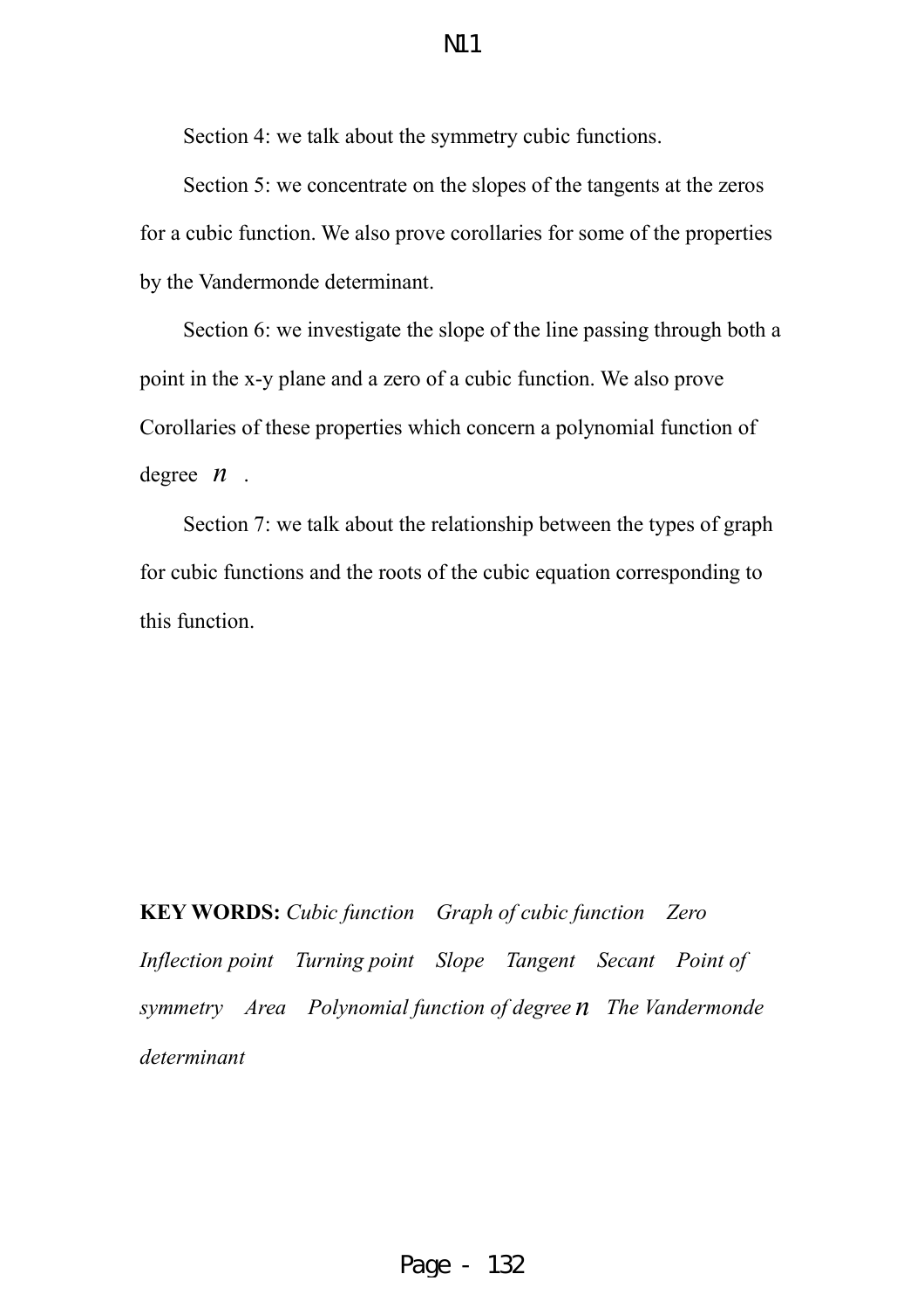Section 4: we talk about the symmetry cubic functions.

Section 5: we concentrate on the slopes of the tangents at the zeros for a cubic function. We also prove corollaries for some of the properties by the Vandermonde determinant.

Section 6: we investigate the slope of the line passing through both a point in the x-y plane and a zero of a cubic function. We also prove Corollaries of these properties which concern a polynomial function of degree $n$ .

Section 7: we talk about the relationship between the types of graph for cubic functions and the roots of the cubic equation corresponding to this function.

**KEY WORDS:** *Cubic function  Graph of cubic function  Zero  Inflection point  Turning point  Slope  Tangent  Secant  Point of symmetry  Area  Polynomial function of degree* $n$ *The Vandermonde determinant*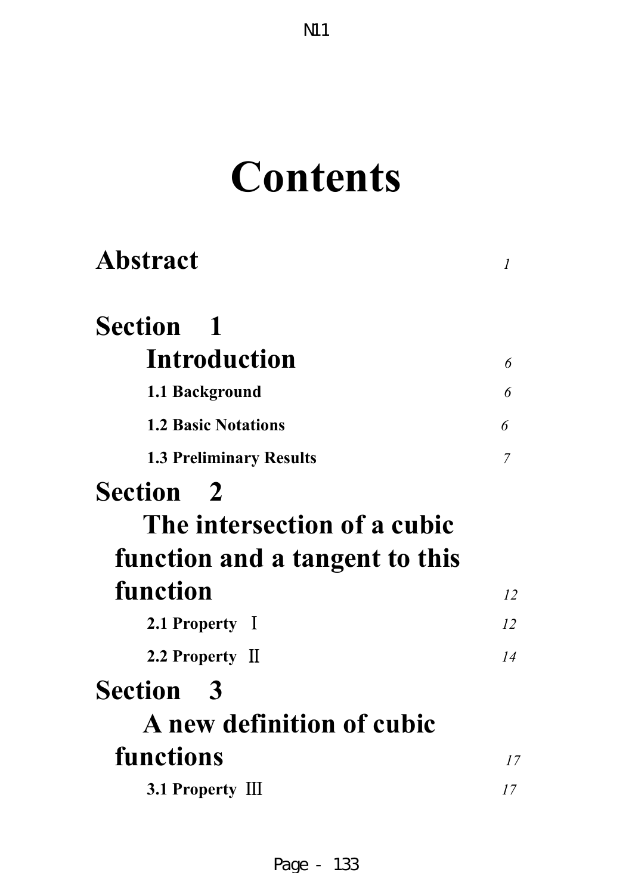# Contents

**Abstract** *1*

**Section 1**

**Introduction** *6*

**1.1 Background** *6*

**1.2 Basic Notations** *6*

**1.3 Preliminary Results** *7*

**Section 2**

**The intersection of a cubic function and a tangent to this function** *12*

**2.1 Property Ⅰ** *12*

**2.2 Property Ⅱ** *14*

**Section 3**

**A new definition of cubic functions** *17*

**3.1 Property Ⅲ** *17*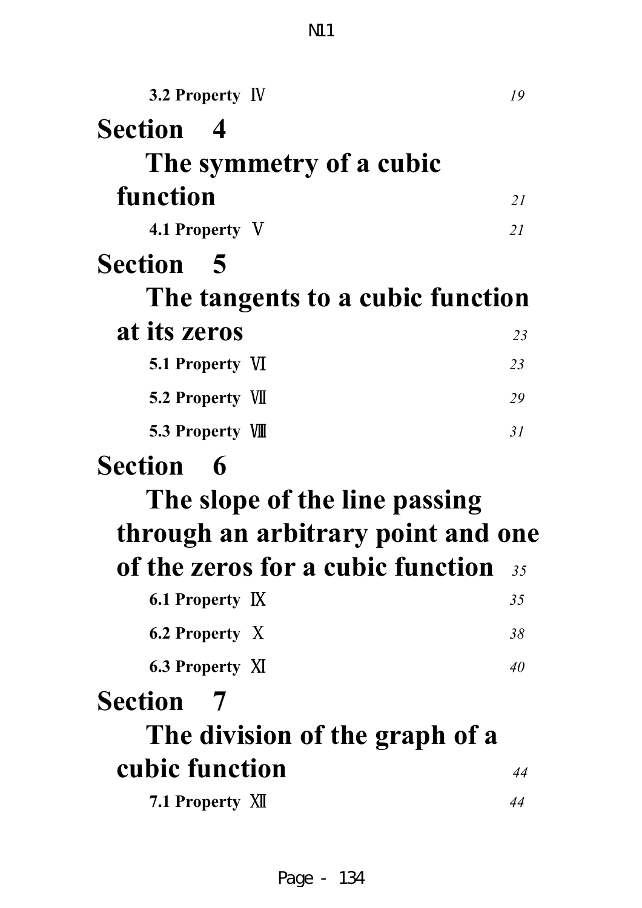**3.2 Property Ⅳ** *19*

**Section 4**

**The symmetry of a cubic function** *21*

**4.1 Property Ⅴ** *21*

**Section 5**

**The tangents to a cubic function at its zeros** *23*

**5.1 Property Ⅵ** *23*

**5.2 Property Ⅶ** *29*

**5.3 Property Ⅷ** *31*

**Section 6**

**The slope of the line passing through an arbitrary point and one of the zeros for a cubic function** *35*

**6.1 Property Ⅸ** *35*

**6.2 Property Ⅹ** *38*

**6.3 Property Ⅺ** *40*

**Section 7**

**The division of the graph of a cubic function** *44*

**7.1 Property Ⅻ** *44*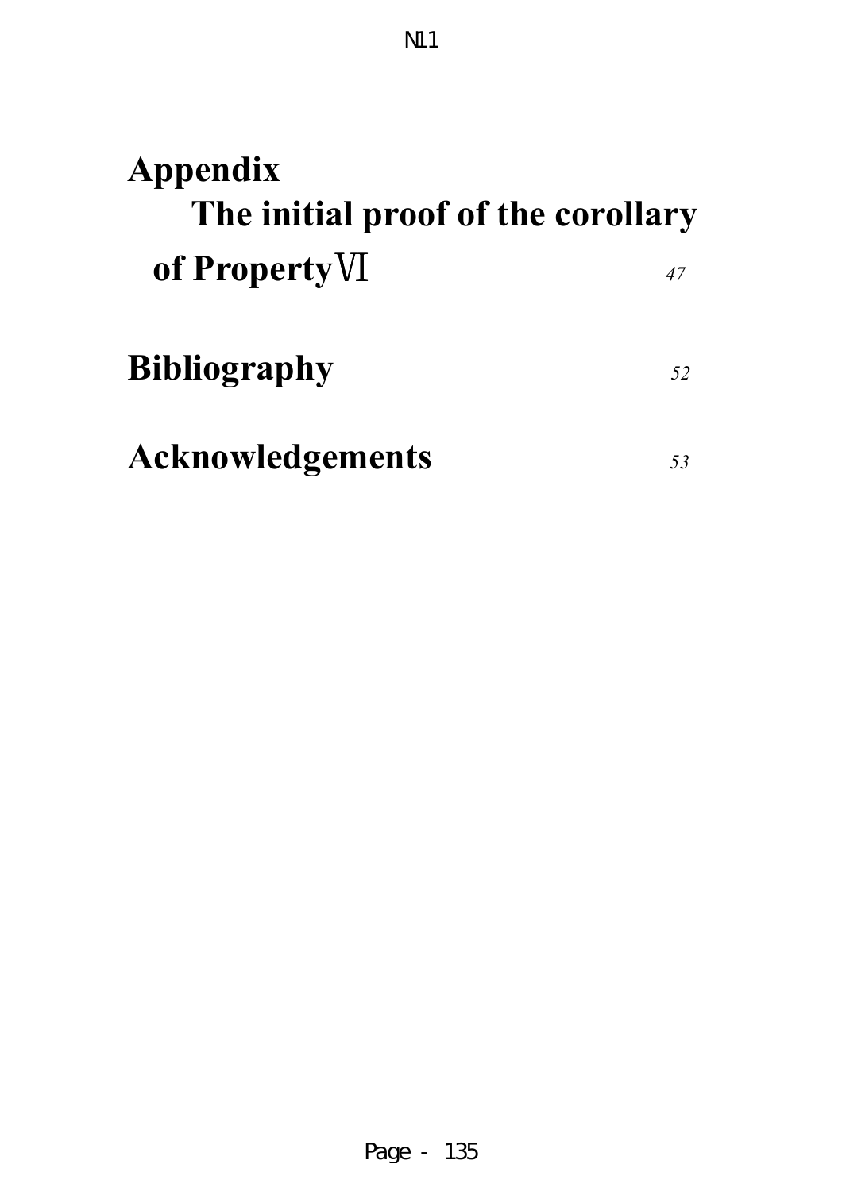**Appendix**

**The initial proof of the corollary of PropertyⅥ** *47*

**Bibliography** *52*

**Acknowledgements** *53*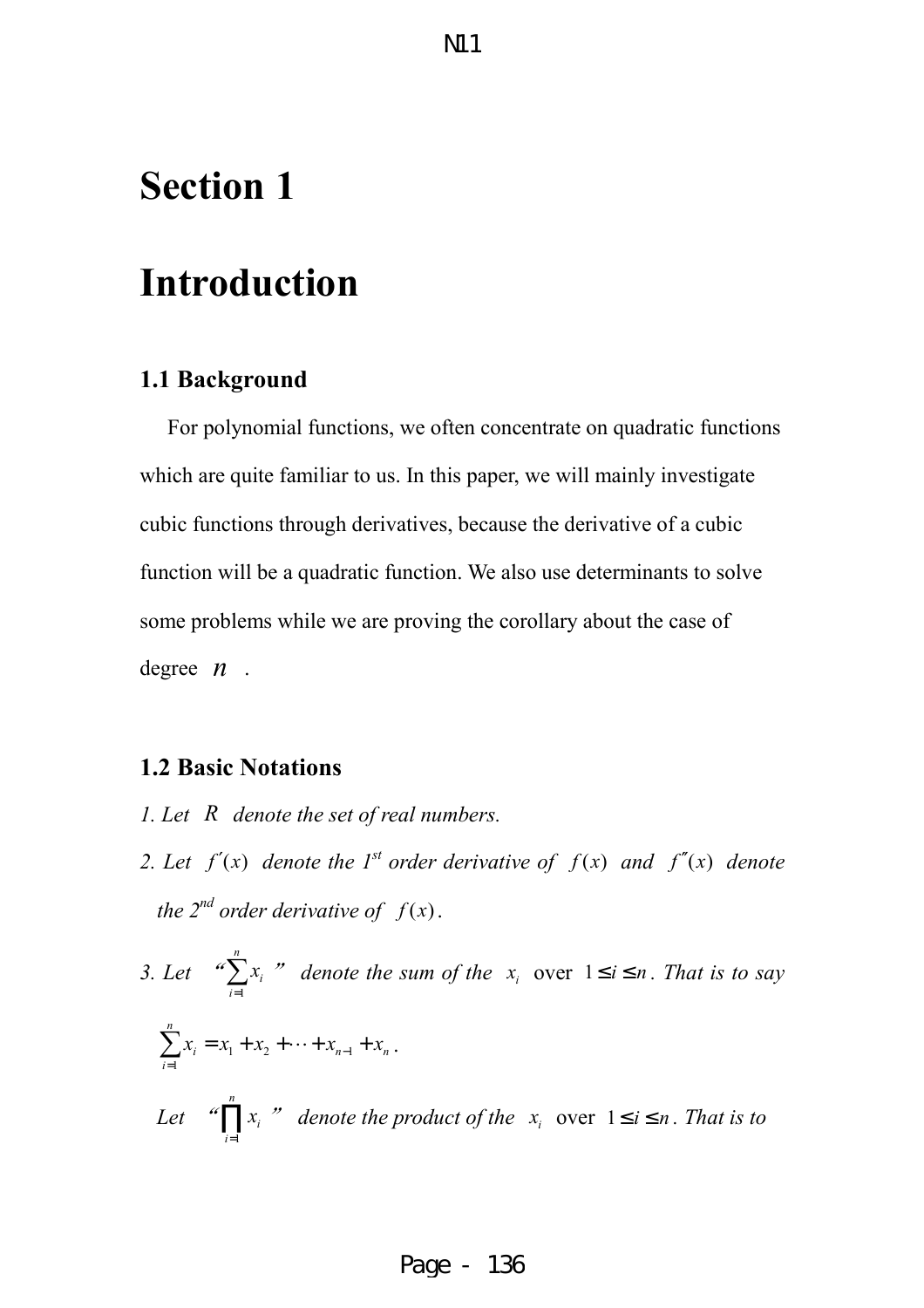# Section 1

# Introduction

### 1.1 Background

For polynomial functions, we often concentrate on quadratic functions which are quite familiar to us. In this paper, we will mainly investigate cubic functions through derivatives, because the derivative of a cubic function will be a quadratic function. We also use determinants to solve some problems while we are proving the corollary about the case of degree $n$.

### 1.2 Basic Notations

*1. Let $R$ denote the set of real numbers.*

*2. Let $f'(x)$ denote the 1st order derivative of $f(x)$ and $f''(x)$ denote the 2nd order derivative of $f(x)$.*

*3. Let "$\sum_{i=1}^{n} x_i$" denote the sum of the $x_i$ over $1 \le i \le n$. That is to say $\sum_{i=1}^{n} x_i = x_1 + x_2 + \cdots + x_{n-1} + x_n$.*

*Let "$\prod_{i=1}^{n} x_i$" denote the product of the $x_i$ over $1 \le i \le n$. That is to*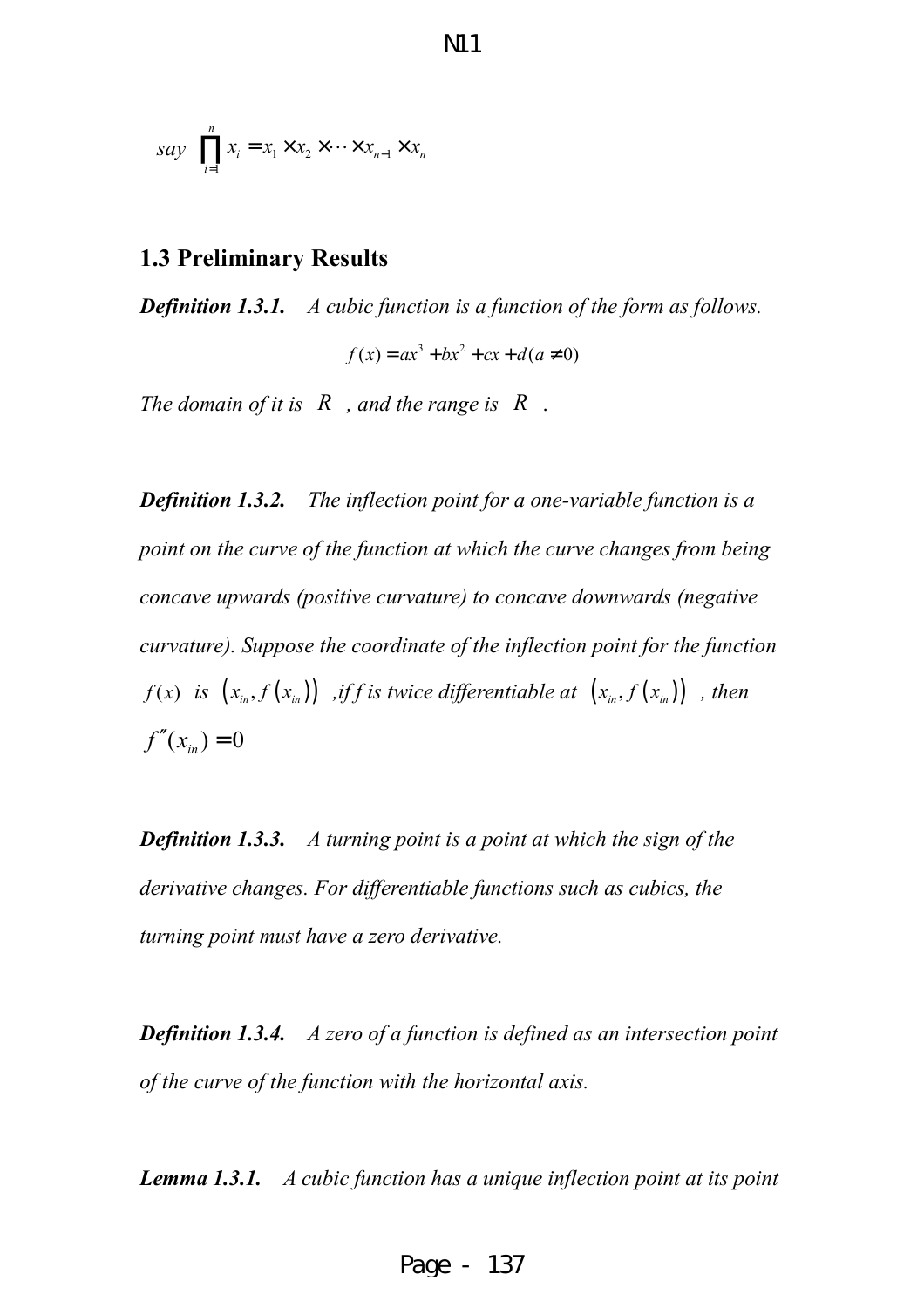say $\prod_{i=1}^{n} x_i = x_1 \times x_2 \times \cdots \times x_{n-1} \times x_n$

## 1.3 Preliminary Results

***Definition 1.3.1.*** *A cubic function is a function of the form as follows.*

$$f(x) = ax^3 + bx^2 + cx + d \, (a \neq 0)$$

*The domain of it is* $R$ *, and the range is* $R$ *.*

***Definition 1.3.2.*** *The inflection point for a one-variable function is a point on the curve of the function at which the curve changes from being concave upwards (positive curvature) to concave downwards (negative curvature). Suppose the coordinate of the inflection point for the function* $f(x)$ *is* $(x_{in}, f(x_{in}))$ *,if f is twice differentiable at* $(x_{in}, f(x_{in}))$ *, then* $f''(x_{in}) = 0$

***Definition 1.3.3.*** *A turning point is a point at which the sign of the derivative changes. For differentiable functions such as cubics, the turning point must have a zero derivative.*

***Definition 1.3.4.*** *A zero of a function is defined as an intersection point of the curve of the function with the horizontal axis.*

***Lemma 1.3.1.*** *A cubic function has a unique inflection point at its point*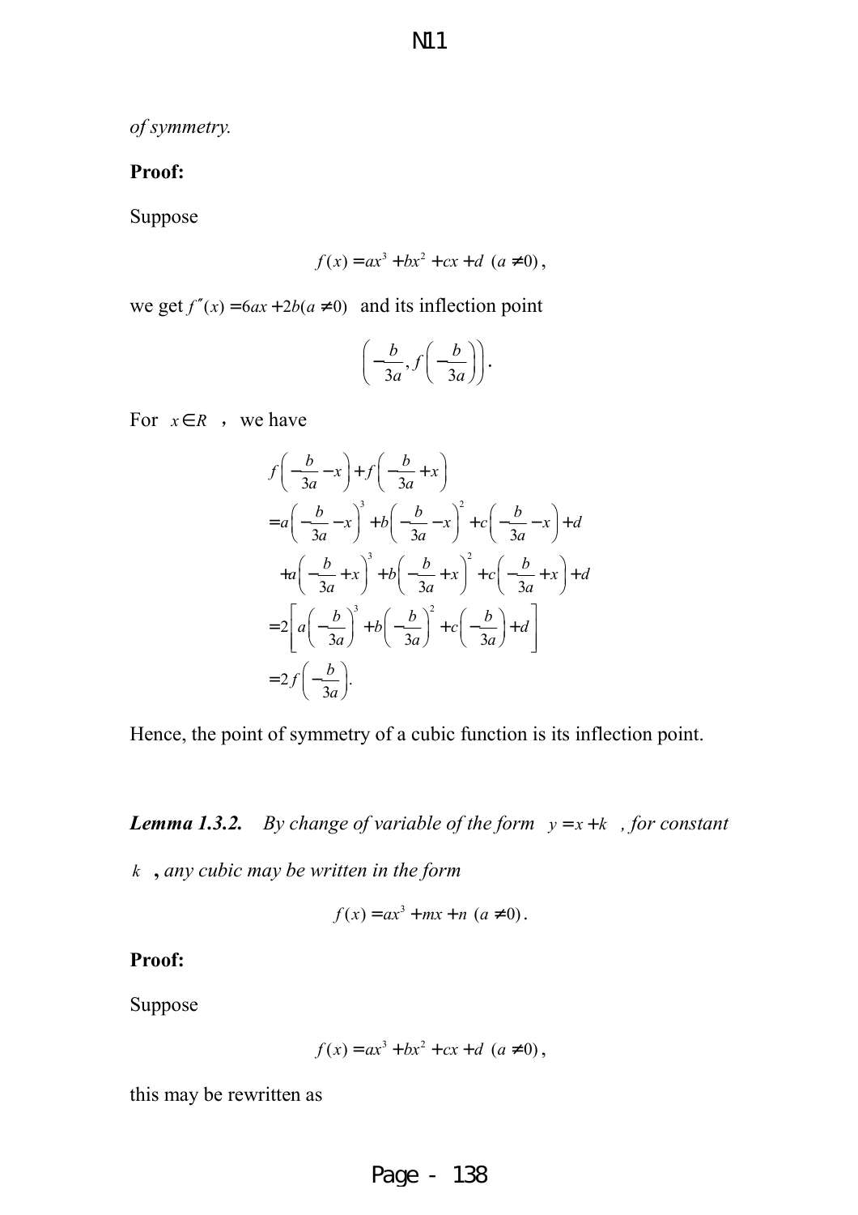*of symmetry.*

**Proof:**

Suppose

$$f(x) = ax^3 + bx^2 + cx + d \ (a \neq 0),$$

we get $f''(x) = 6ax + 2b (a \neq 0)$ and its inflection point

$$\left(-\frac{b}{3a}, f\left(-\frac{b}{3a}\right)\right).$$

For $x \in R$, we have

$$\begin{aligned}
& f\left(-\frac{b}{3a} - x\right) + f\left(-\frac{b}{3a} + x\right) \\
&= a\left(-\frac{b}{3a} - x\right)^3 + b\left(-\frac{b}{3a} - x\right)^2 + c\left(-\frac{b}{3a} - x\right) + d \\
&\quad + a\left(-\frac{b}{3a} + x\right)^3 + b\left(-\frac{b}{3a} + x\right)^2 + c\left(-\frac{b}{3a} + x\right) + d \\
&= 2\left[a\left(-\frac{b}{3a}\right)^3 + b\left(-\frac{b}{3a}\right)^2 + c\left(-\frac{b}{3a}\right) + d\right] \\
&= 2f\left(-\frac{b}{3a}\right).
\end{aligned}$$

Hence, the point of symmetry of a cubic function is its inflection point.

***Lemma 1.3.2.*** *By change of variable of the form $y = x + k$, for constant $k$*, *any cubic may be written in the form*

$$f(x) = ax^3 + mx + n \ (a \neq 0).$$

**Proof:**

Suppose

$$f(x) = ax^3 + bx^2 + cx + d \ (a \neq 0),$$

this may be rewritten as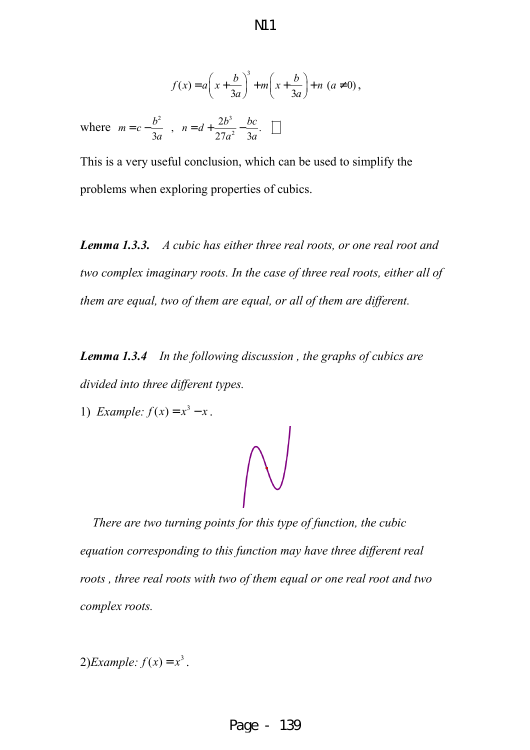$$f(x) = a\left(x + \frac{b}{3a}\right)^3 + m\left(x + \frac{b}{3a}\right) + n \ (a \neq 0),$$

where $m = c - \frac{b^2}{3a}$ , $n = d + \frac{2b^3}{27a^2} - \frac{bc}{3a}$. □

This is a very useful conclusion, which can be used to simplify the problems when exploring properties of cubics.

***Lemma 1.3.3.*** *A cubic has either three real roots, or one real root and two complex imaginary roots. In the case of three real roots, either all of them are equal, two of them are equal, or all of them are different.*

***Lemma 1.3.4*** *In the following discussion , the graphs of cubics are divided into three different types.*

1) *Example:* $f(x) = x^3 - x$ .

*There are two turning points for this type of function, the cubic equation corresponding to this function may have three different real roots , three real roots with two of them equal or one real root and two complex roots.*

2)*Example:* $f(x) = x^3$ .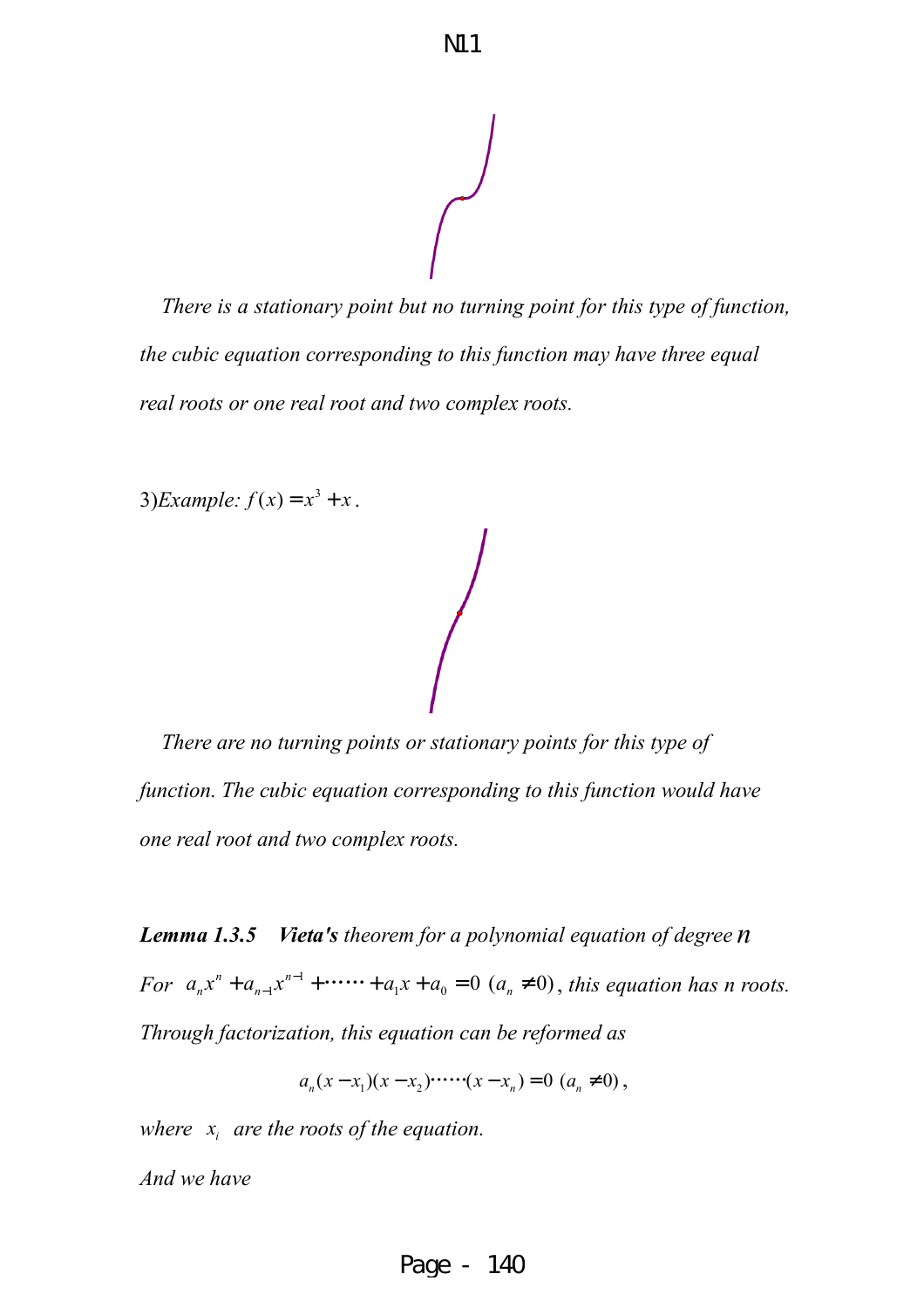*There is a stationary point but no turning point for this type of function, the cubic equation corresponding to this function may have three equal real roots or one real root and two complex roots.*

3)*Example:* $f(x) = x^3 + x$.

*There are no turning points or stationary points for this type of function. The cubic equation corresponding to this function would have one real root and two complex roots.*

***Lemma 1.3.5*** ***Vieta's*** *theorem for a polynomial equation of degree* $n$

*For* $a_n x^n + a_{n-1}x^{n-1} + \cdots\cdots + a_1 x + a_0 = 0 \ (a_n \neq 0)$, *this equation has n roots. Through factorization, this equation can be reformed as*

$$a_n (x - x_1)(x - x_2)\cdots\cdots(x - x_n) = 0 \ (a_n \neq 0),$$

*where* $x_i$ *are the roots of the equation.*

*And we have*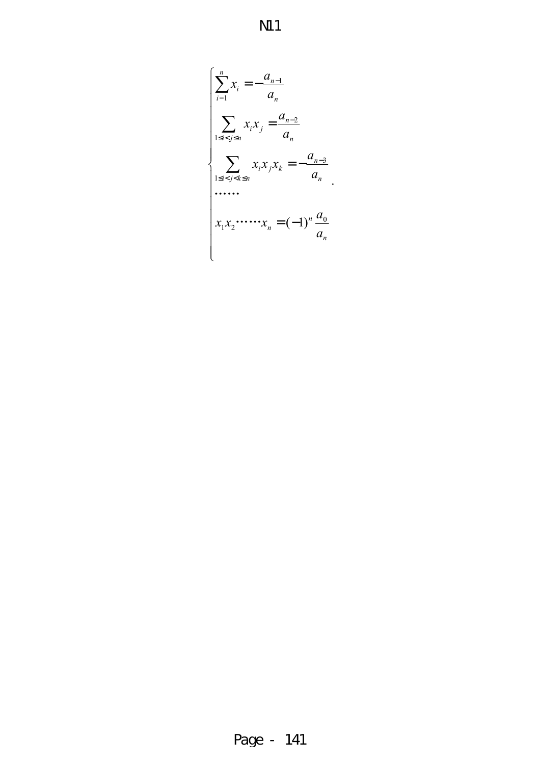$$
\begin{cases}
\displaystyle\sum_{i=1}^{n} x_i = -\frac{a_{n-1}}{a_n} \\
\displaystyle\sum_{1 \le i < j \le n} x_i x_j = \frac{a_{n-2}}{a_n} \\
\displaystyle\sum_{1 \le i < j < k \le n} x_i x_j x_k = -\frac{a_{n-3}}{a_n} \\
\cdots\cdots \\
x_1 x_2 \cdots\cdots x_n = (-1)^n \dfrac{a_0}{a_n}
\end{cases}.
$$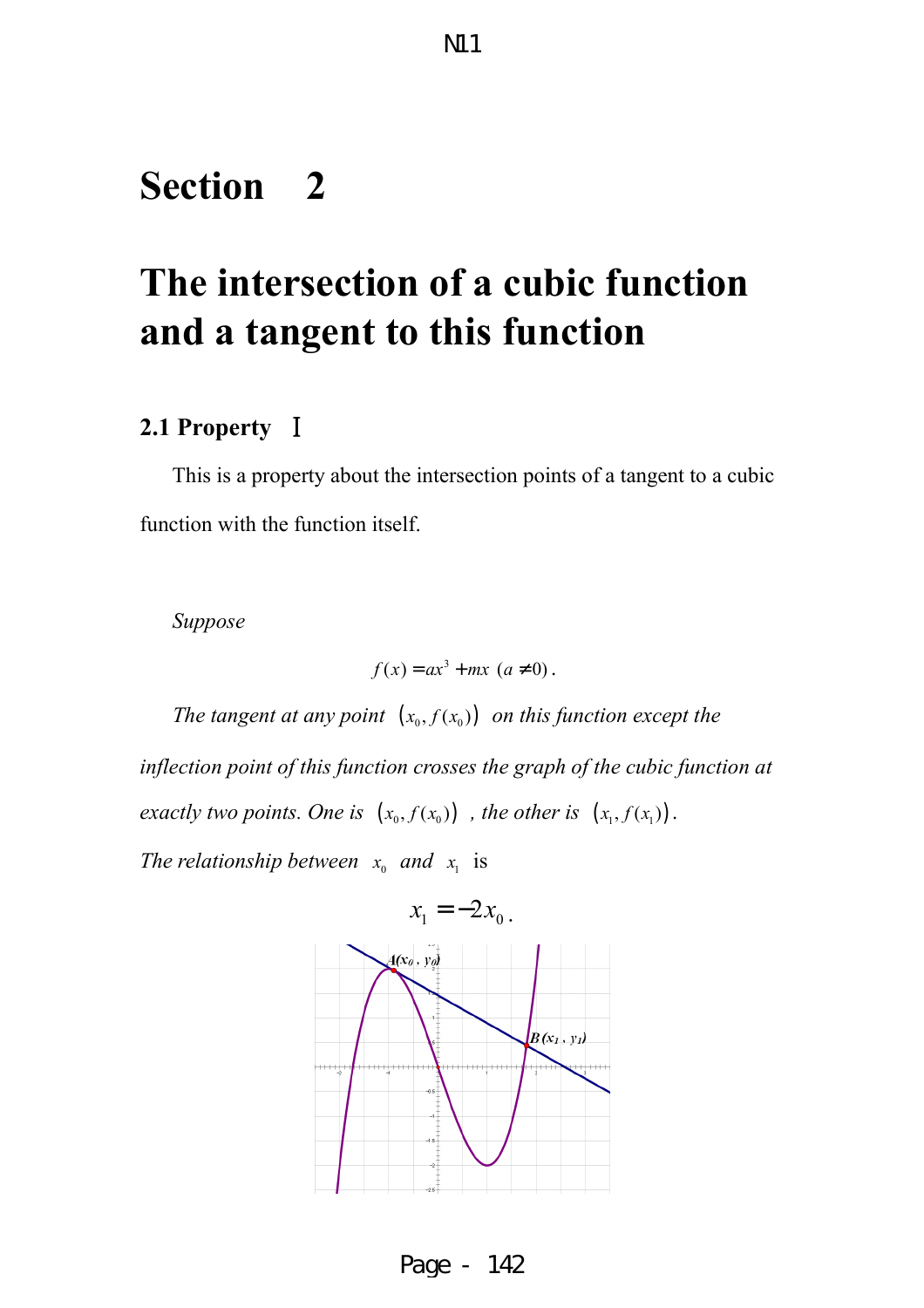# Section 2

# The intersection of a cubic function and a tangent to this function

## 2.1 Property Ⅰ

This is a property about the intersection points of a tangent to a cubic function with the function itself.

*Suppose*

$$f(x) = ax^3 + mx \ (a \neq 0).$$

*The tangent at any point* $(x_0, f(x_0))$ *on this function except the inflection point of this function crosses the graph of the cubic function at exactly two points. One is* $(x_0, f(x_0))$ *, the other is* $(x_1, f(x_1))$.

*The relationship between* $x_0$ *and* $x_1$ is

$$x_1 = -2x_0.$$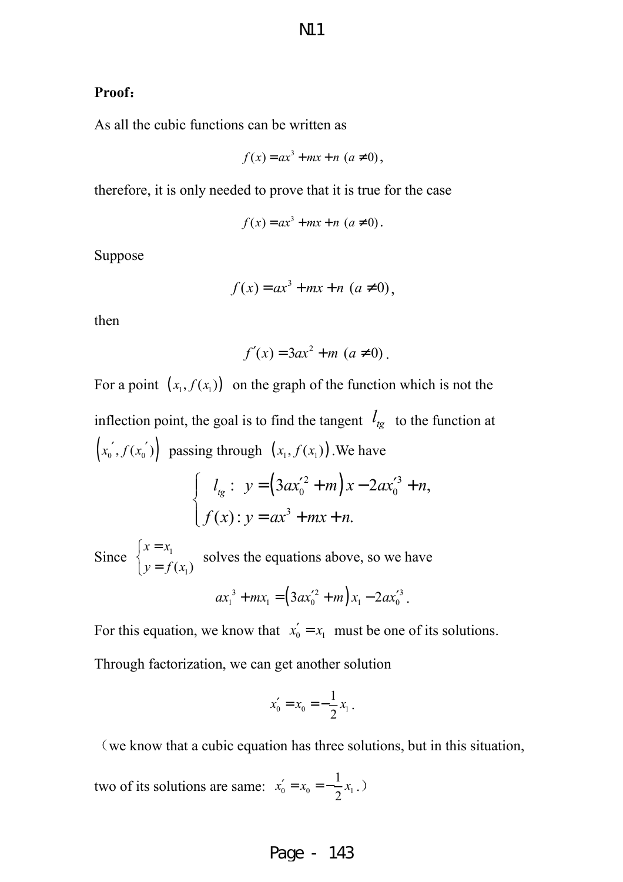**Proof:**

As all the cubic functions can be written as

$$f(x) = ax^3 + mx + n \ (a \neq 0),$$

therefore, it is only needed to prove that it is true for the case

$$f(x) = ax^3 + mx + n \ (a \neq 0).$$

Suppose

$$f(x) = ax^3 + mx + n \ (a \neq 0),$$

then

$$f'(x) = 3ax^2 + m \ (a \neq 0).$$

For a point $(x_1, f(x_1))$ on the graph of the function which is not the inflection point, the goal is to find the tangent $l_{tg}$ to the function at $(x_0', f(x_0'))$ passing through $(x_1, f(x_1))$. We have

$$\begin{cases} l_{tg}: \ y = \left(3ax_0'^2 + m\right)x - 2ax_0'^3 + n, \\ f(x): y = ax^3 + mx + n. \end{cases}$$

Since $\begin{cases} x = x_1 \\ y = f(x_1) \end{cases}$ solves the equations above, so we have

$$ax_1^3 + mx_1 = \left(3ax_0'^2 + m\right)x_1 - 2ax_0'^3.$$

For this equation, we know that $x_0' = x_1$ must be one of its solutions.

Through factorization, we can get another solution

$$x_0' = x_0 = -\frac{1}{2}x_1.$$

(we know that a cubic equation has three solutions, but in this situation, two of its solutions are same: $x_0' = x_0 = -\frac{1}{2}x_1$.)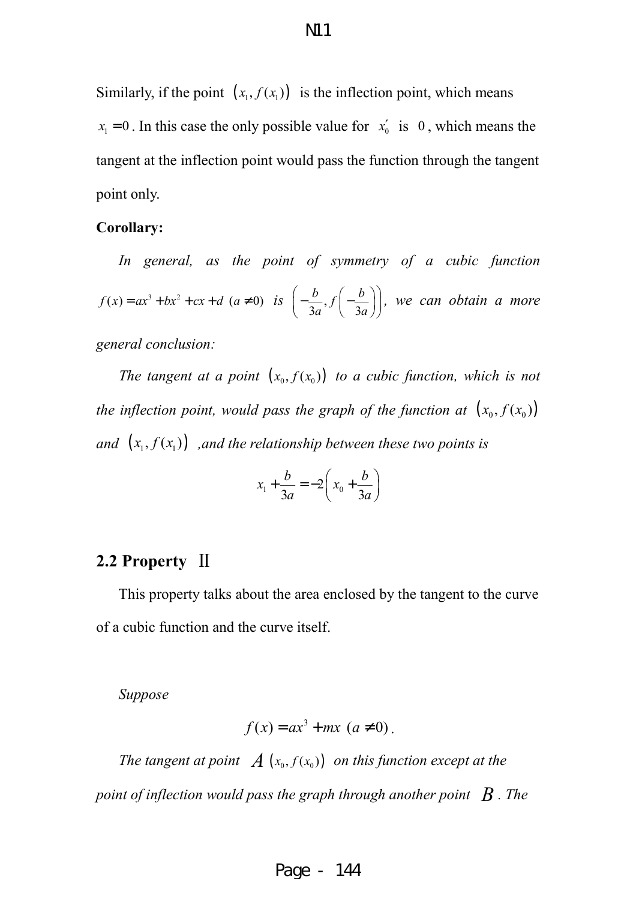Similarly, if the point $\left(x_1, f(x_1)\right)$ is the inflection point, which means $x_1 = 0$. In this case the only possible value for $x_0'$ is $0$, which means the tangent at the inflection point would pass the function through the tangent point only.

**Corollary:**

*In general, as the point of symmetry of a cubic function* $f(x) = ax^3 + bx^2 + cx + d\ (a \neq 0)$ *is* $\left(-\frac{b}{3a}, f\left(-\frac{b}{3a}\right)\right)$, *we can obtain a more general conclusion:*

*The tangent at a point* $\left(x_0, f(x_0)\right)$ *to a cubic function, which is not the inflection point, would pass the graph of the function at* $\left(x_0, f(x_0)\right)$ *and* $\left(x_1, f(x_1)\right)$ *,and the relationship between these two points is*

$$x_1 + \frac{b}{3a} = -2\left(x_0 + \frac{b}{3a}\right)$$

## 2.2 Property Ⅱ

This property talks about the area enclosed by the tangent to the curve of a cubic function and the curve itself.

*Suppose*

$$f(x) = ax^3 + mx\ (a \neq 0).$$

*The tangent at point* $A\ \left(x_0, f(x_0)\right)$ *on this function except at the point of inflection would pass the graph through another point* $B$. *The*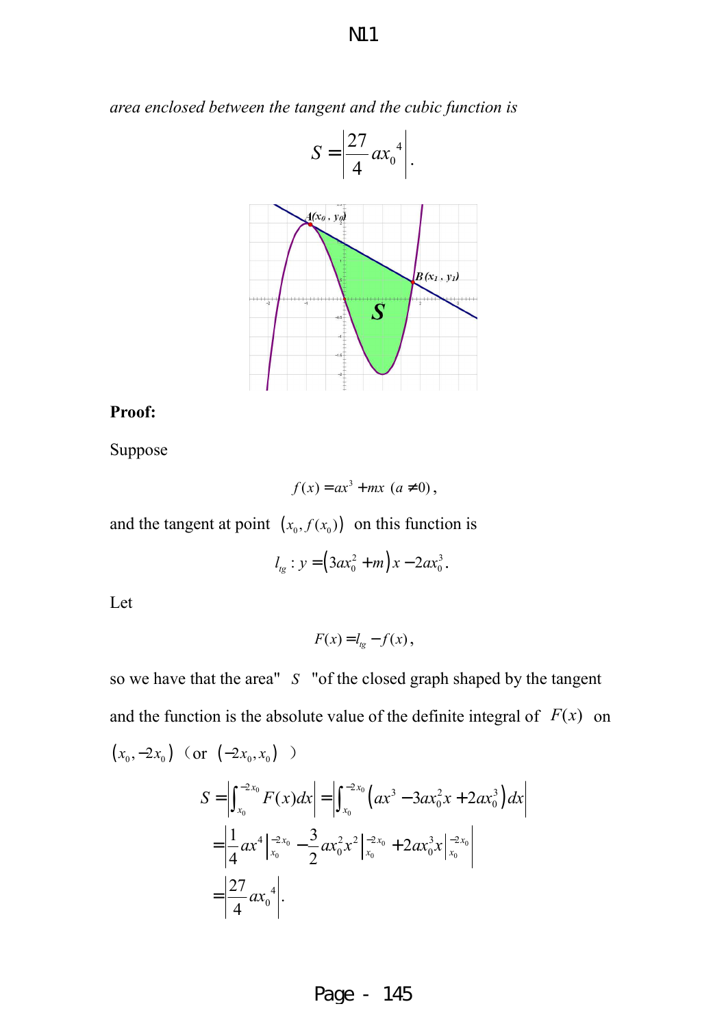*area enclosed between the tangent and the cubic function is*

$$S = \left| \frac{27}{4} a x_0^{\ 4} \right|.$$

**Proof:**

Suppose

$$f(x) = ax^3 + mx \ (a \neq 0),$$

and the tangent at point $(x_0, f(x_0))$ on this function is

$$l_{tg} : y = \left(3ax_0^2 + m\right)x - 2ax_0^3.$$

Let

$$F(x) = l_{tg} - f(x),$$

so we have that the area" $S$ "of the closed graph shaped by the tangent and the function is the absolute value of the definite integral of $F(x)$ on $(x_0, -2x_0)$ （or $(-2x_0, x_0)$ ）

$$\begin{aligned} S &= \left| \int_{x_0}^{-2x_0} F(x)dx \right| = \left| \int_{x_0}^{-2x_0} \left(ax^3 - 3ax_0^2 x + 2ax_0^3\right) dx \right| \\ &= \left| \frac{1}{4} ax^4 \Big|_{x_0}^{-2x_0} - \frac{3}{2} ax_0^2 x^2 \Big|_{x_0}^{-2x_0} + 2ax_0^3 x \Big|_{x_0}^{-2x_0} \right| \\ &= \left| \frac{27}{4} a x_0^{\ 4} \right|. \end{aligned}$$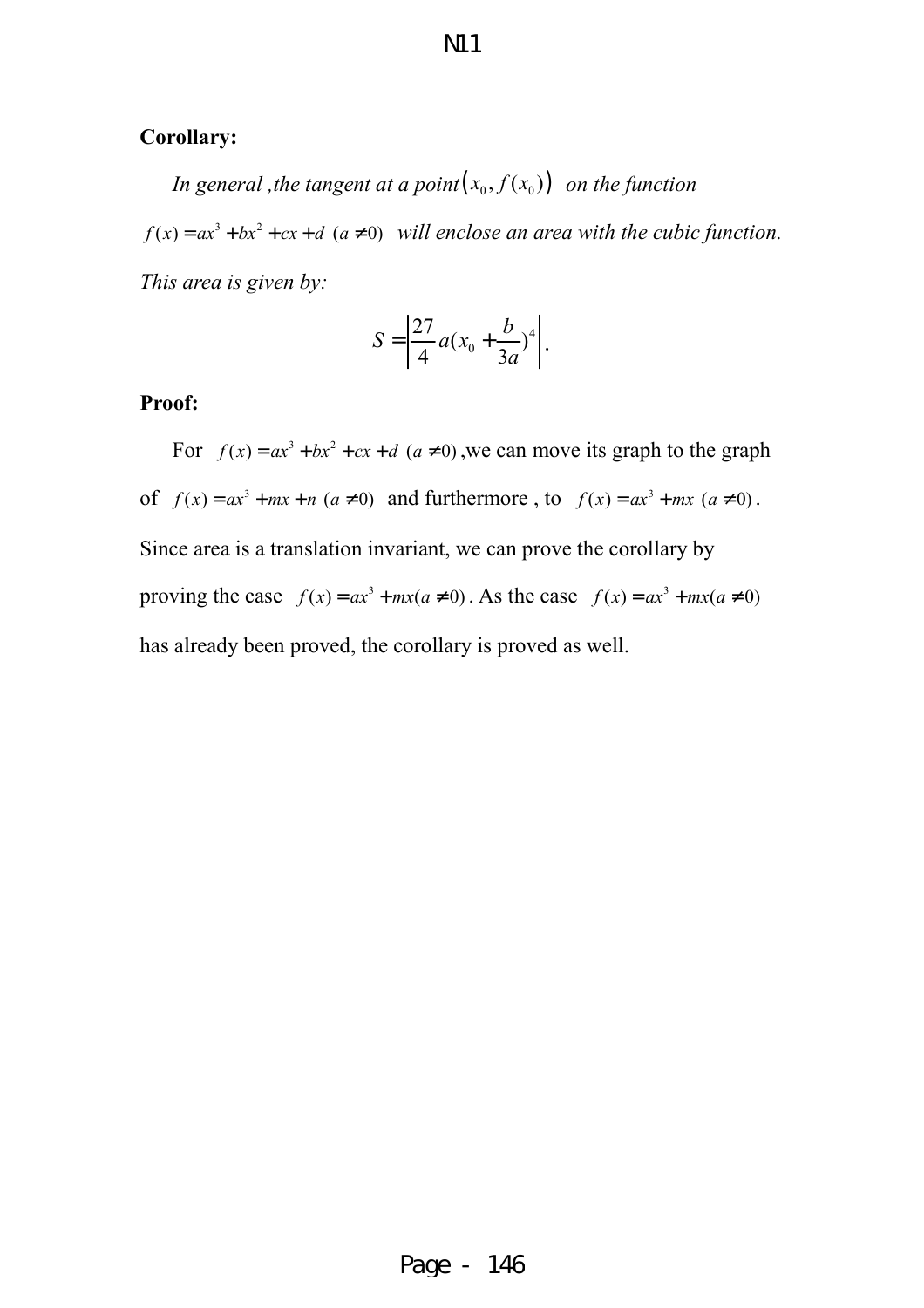**Corollary:**

*In general ,the tangent at a point* $(x_0, f(x_0))$ *on the function* $f(x) = ax^3 + bx^2 + cx + d \ (a \neq 0)$ *will enclose an area with the cubic function. This area is given by:*

$$S = \left| \frac{27}{4} a (x_0 + \frac{b}{3a})^4 \right|.$$

**Proof:**

For $f(x) = ax^3 + bx^2 + cx + d \ (a \neq 0)$,we can move its graph to the graph of $f(x) = ax^3 + mx + n \ (a \neq 0)$ and furthermore , to $f(x) = ax^3 + mx \ (a \neq 0)$. Since area is a translation invariant, we can prove the corollary by proving the case $f(x) = ax^3 + mx (a \neq 0)$. As the case $f(x) = ax^3 + mx (a \neq 0)$ has already been proved, the corollary is proved as well.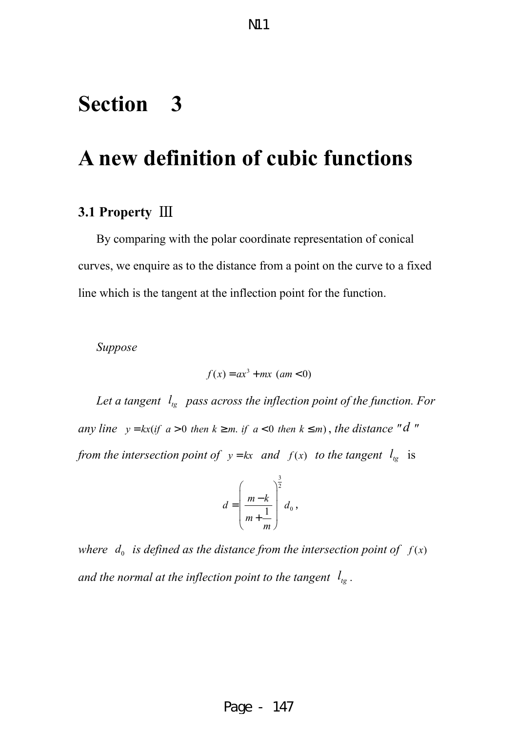# Section 3

# A new definition of cubic functions

### 3.1 Property Ⅲ

By comparing with the polar coordinate representation of conical curves, we enquire as to the distance from a point on the curve to a fixed line which is the tangent at the inflection point for the function.

*Suppose*

$$f(x) = ax^3 + mx \ (am < 0)$$

*Let a tangent* $l_{tg}$ *pass across the inflection point of the function. For any line* $y = kx(if \ a > 0 \ then \ k \geq m. \ if \ a < 0 \ then \ k \leq m)$, *the distance "*$d$*" from the intersection point of* $y = kx$ *and* $f(x)$ *to the tangent* $l_{tg}$ is

$$d = \left( \frac{m - k}{m + \frac{1}{m}} \right)^{\frac{3}{2}} d_0 \, ,$$

*where* $d_0$ *is defined as the distance from the intersection point of* $f(x)$ *and the normal at the inflection point to the tangent* $l_{tg}$.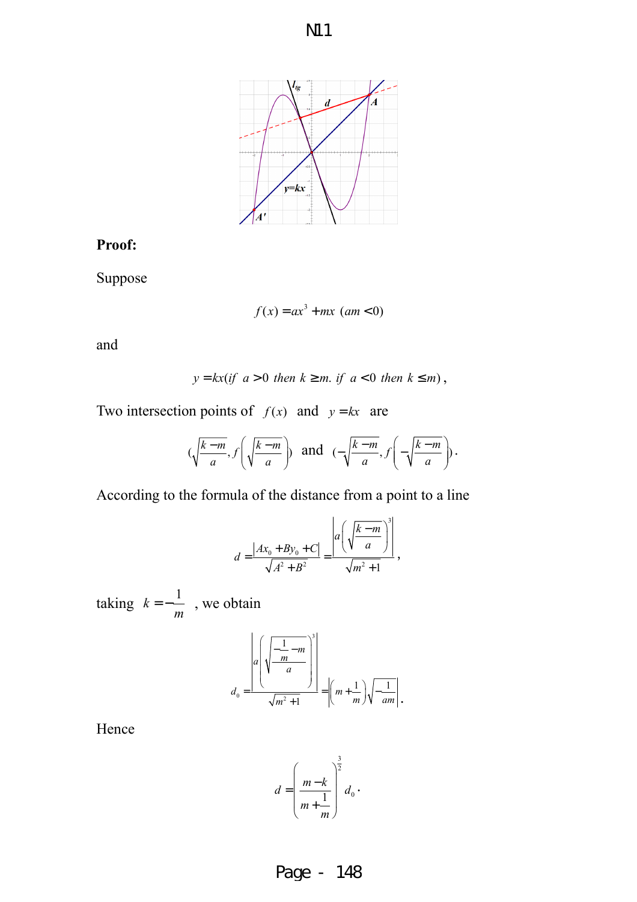N11

**Proof:**

Suppose

$$f(x)=ax^3+mx \ (am<0)$$

and

$$y=kx(\text{if } a>0 \text{ then } k\geq m. \text{ if } a<0 \text{ then } k\leq m),$$

Two intersection points of $f(x)$ and $y=kx$ are

$$\left(\sqrt{\frac{k-m}{a}}, f\left(\sqrt{\frac{k-m}{a}}\right)\right) \text{ and } \left(-\sqrt{\frac{k-m}{a}}, f\left(-\sqrt{\frac{k-m}{a}}\right)\right).$$

According to the formula of the distance from a point to a line

$$d=\frac{|Ax_0+By_0+C|}{\sqrt{A^2+B^2}}=\frac{\left|a\left(\sqrt{\frac{k-m}{a}}\right)^3\right|}{\sqrt{m^2+1}},$$

taking $k=-\frac{1}{m}$, we obtain

$$d_0=\frac{\left|a\left(\sqrt{\frac{-\frac{1}{m}-m}{a}}\right)^3\right|}{\sqrt{m^2+1}}=\left|\left(m+\frac{1}{m}\right)\sqrt{-\frac{1}{am}}\right|.$$

Hence

$$d=\left(\frac{m-k}{m+\frac{1}{m}}\right)^{\frac{3}{2}}d_0.$$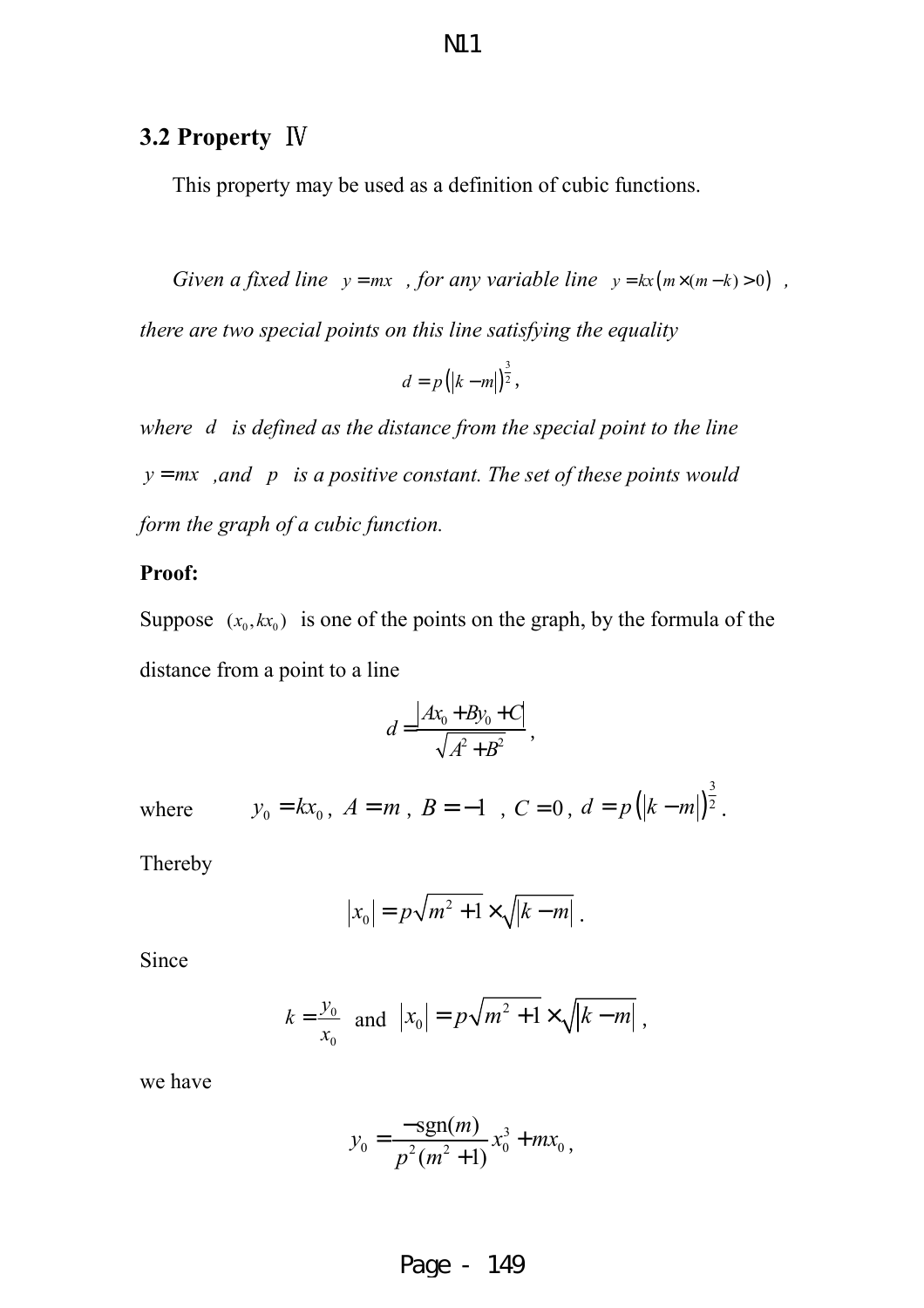### 3.2 Property Ⅳ

This property may be used as a definition of cubic functions.

*Given a fixed line* $y = mx$ *, for any variable line* $y = kx\left(m \times (m-k) > 0\right)$ *, there are two special points on this line satisfying the equality*

$$d = p\left(|k-m|\right)^{\frac{3}{2}},$$

*where* $d$ *is defined as the distance from the special point to the line* $y = mx$ *,and* $p$ *is a positive constant. The set of these points would form the graph of a cubic function.*

**Proof:**

Suppose $(x_0, kx_0)$ is one of the points on the graph, by the formula of the distance from a point to a line

$$d = \frac{|Ax_0 + By_0 + C|}{\sqrt{A^2 + B^2}},$$

where $y_0 = kx_0$, $A = m$, $B = -1$ , $C = 0$, $d = p\left(|k-m|\right)^{\frac{3}{2}}$.

Thereby

$$|x_0| = p\sqrt{m^2+1} \times \sqrt{|k-m|}\,.$$

Since

$$k = \frac{y_0}{x_0} \text{ and } |x_0| = p\sqrt{m^2+1} \times \sqrt{|k-m|}\,,$$

we have

$$y_0 = \frac{-\text{sgn}(m)}{p^2(m^2+1)}x_0^3 + mx_0,$$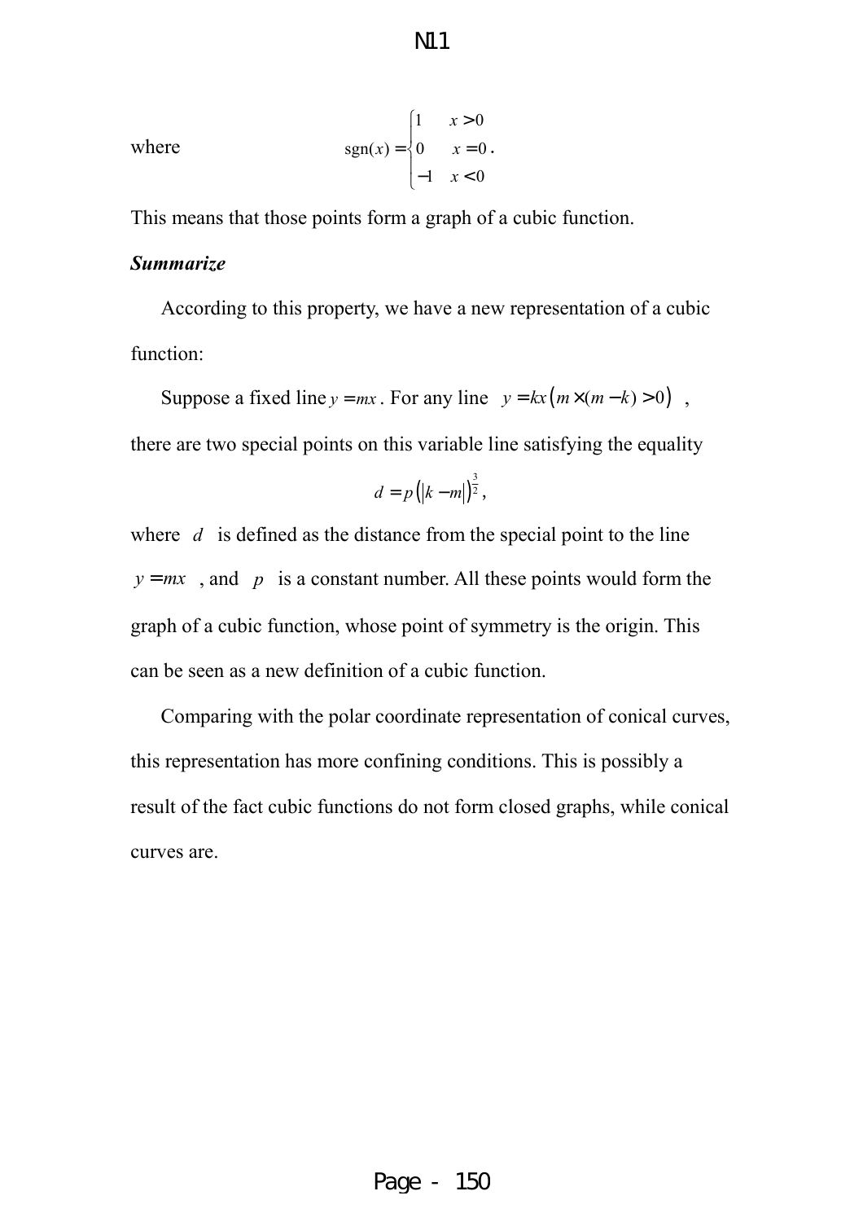where
$$\operatorname{sgn}(x)=\begin{cases}1 & x>0\\ 0 & x=0\\ -1 & x<0\end{cases}.$$

This means that those points form a graph of a cubic function.

***Summarize***

According to this property, we have a new representation of a cubic function:

Suppose a fixed line $y = mx$. For any line $y = kx\left(m \times (m-k) > 0\right)$, there are two special points on this variable line satisfying the equality

$$d = p\left(|k-m|\right)^{\frac{3}{2}},$$

where $d$ is defined as the distance from the special point to the line $y = mx$, and $p$ is a constant number. All these points would form the graph of a cubic function, whose point of symmetry is the origin. This can be seen as a new definition of a cubic function.

Comparing with the polar coordinate representation of conical curves, this representation has more confining conditions. This is possibly a result of the fact cubic functions do not form closed graphs, while conical curves are.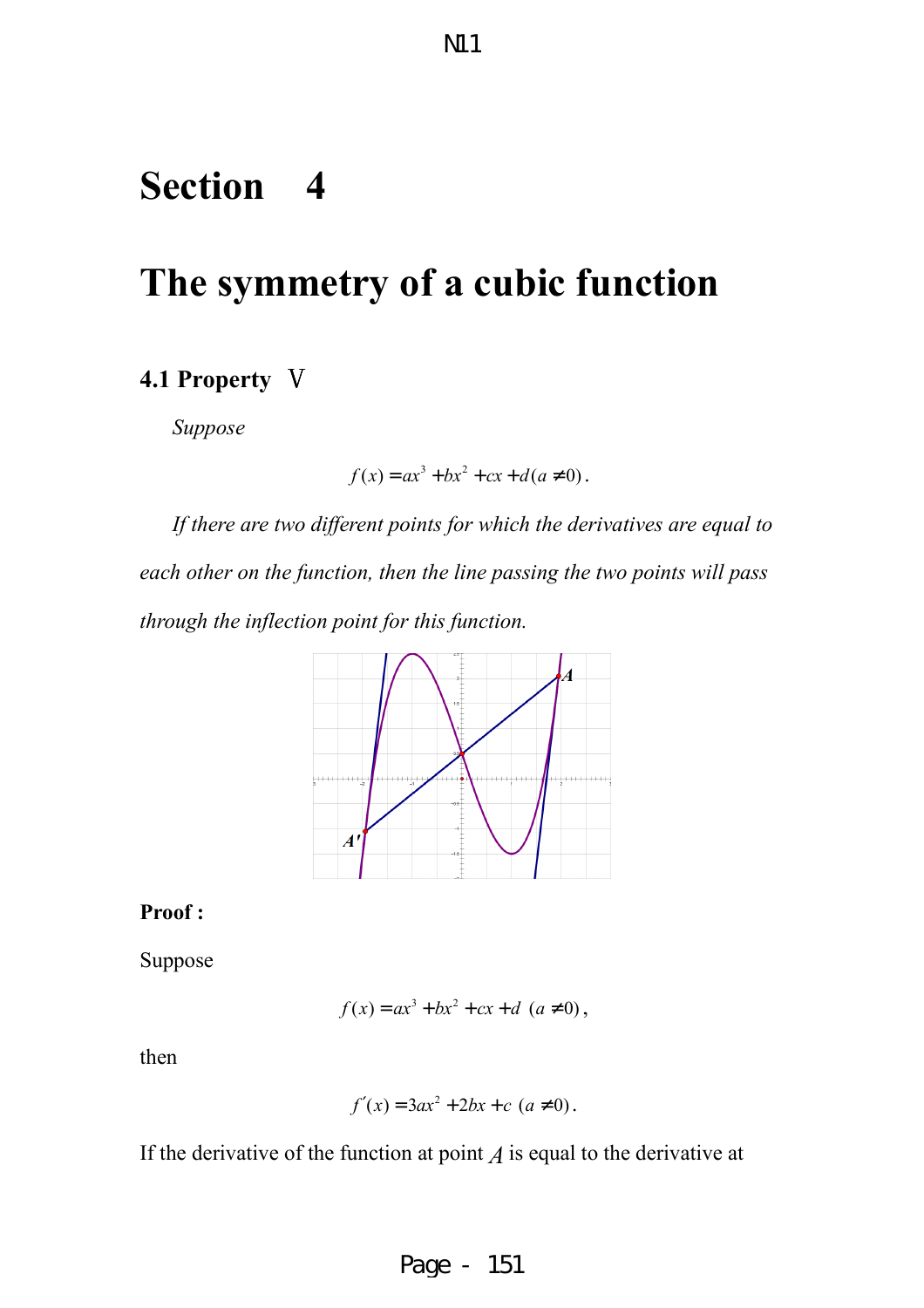# Section 4

# The symmetry of a cubic function

### 4.1 Property Ⅴ

*Suppose*

$$f(x) = ax^3 + bx^2 + cx + d (a \neq 0).$$

*If there are two different points for which the derivatives are equal to each other on the function, then the line passing the two points will pass through the inflection point for this function.*

**Proof :**

Suppose

$$f(x) = ax^3 + bx^2 + cx + d \ \ (a \neq 0),$$

then

$$f'(x) = 3ax^2 + 2bx + c \ \ (a \neq 0).$$

If the derivative of the function at point $A$ is equal to the derivative at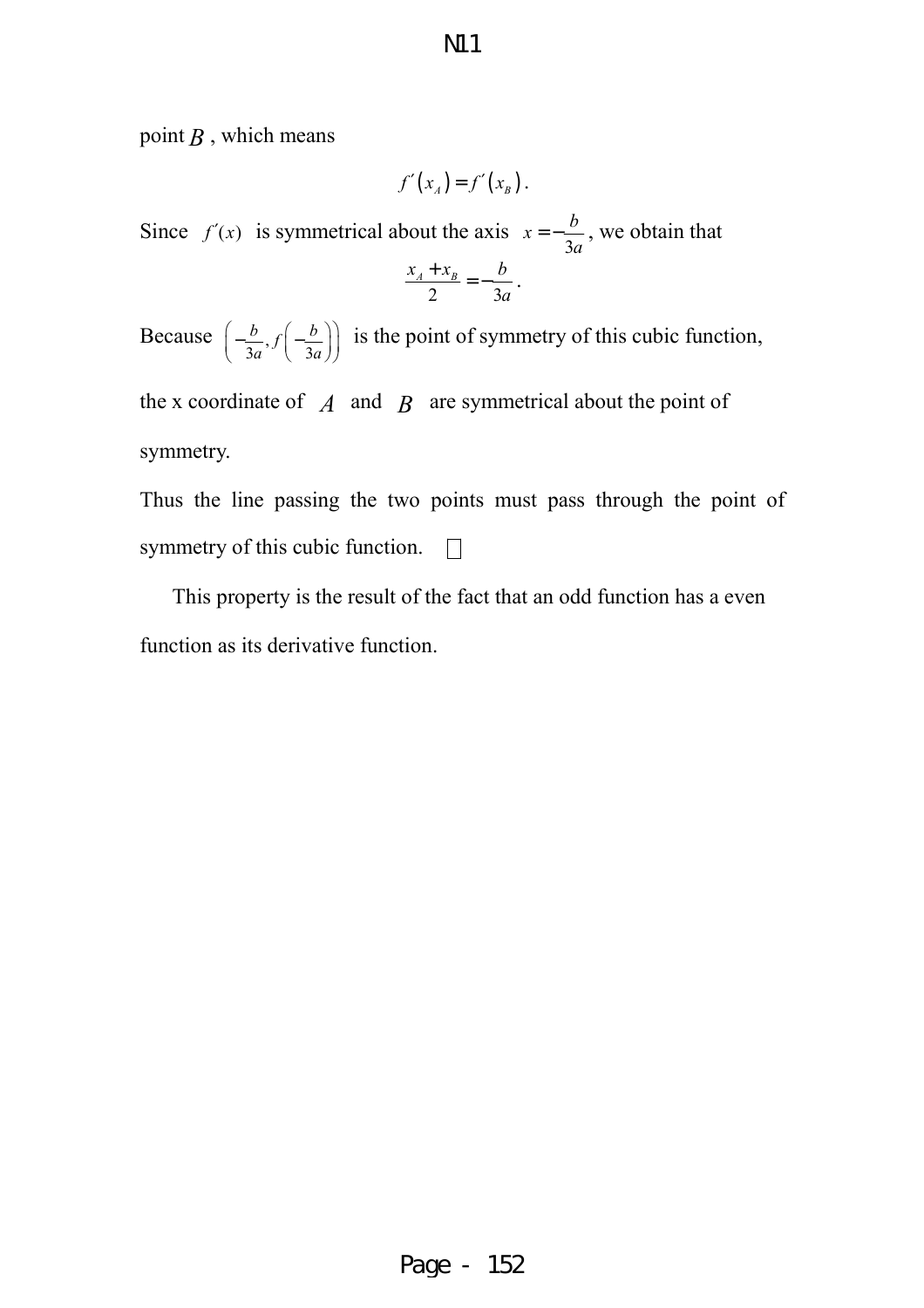point $B$, which means

$$f'(x_A) = f'(x_B).$$

Since $f'(x)$ is symmetrical about the axis $x = -\frac{b}{3a}$, we obtain that

$$\frac{x_A + x_B}{2} = -\frac{b}{3a}.$$

Because $\left(-\frac{b}{3a}, f\left(-\frac{b}{3a}\right)\right)$ is the point of symmetry of this cubic function, the x coordinate of $A$ and $B$ are symmetrical about the point of symmetry.

Thus the line passing the two points must pass through the point of symmetry of this cubic function. □

This property is the result of the fact that an odd function has a even function as its derivative function.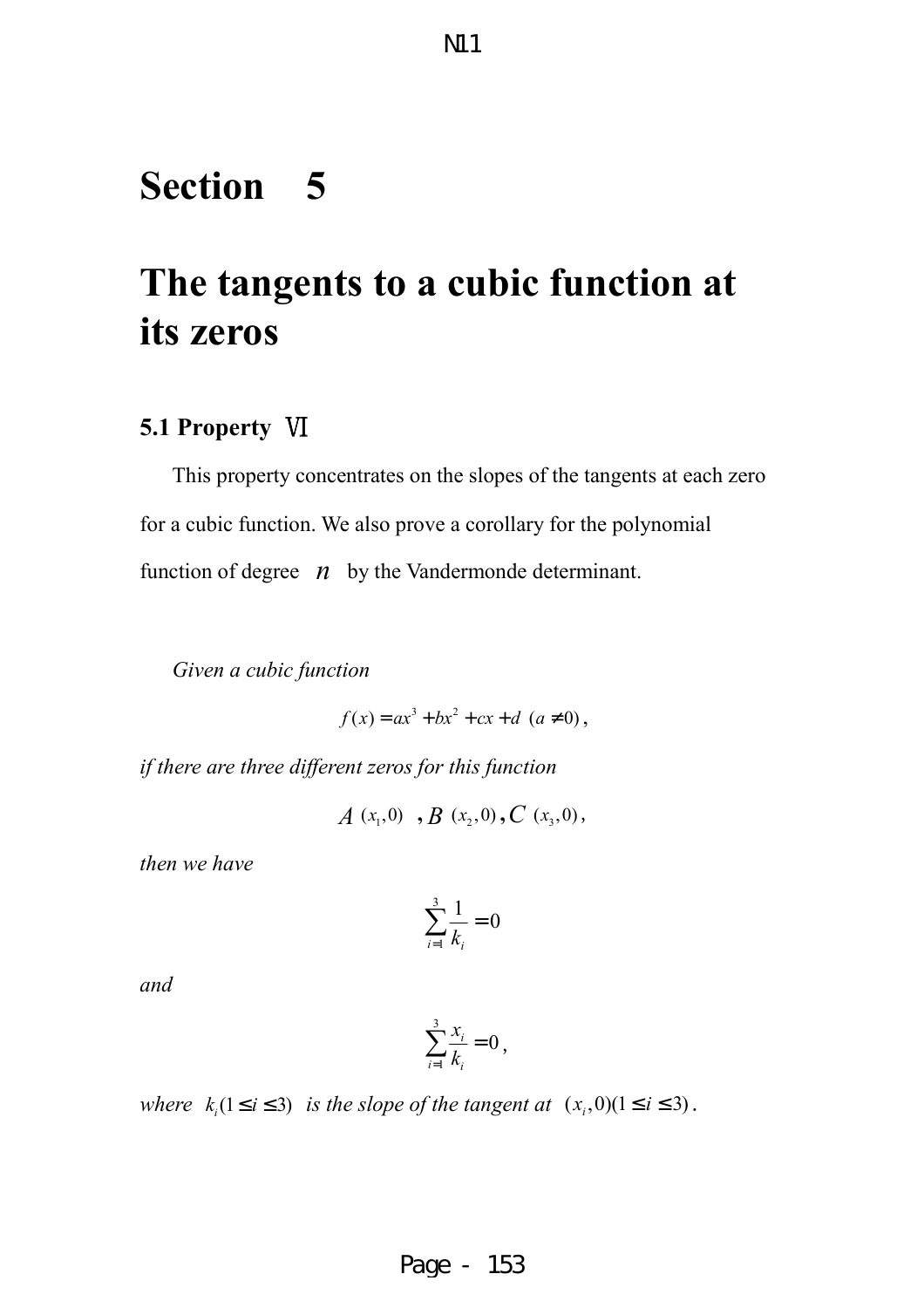# Section 5

# The tangents to a cubic function at its zeros

## 5.1 Property Ⅵ

This property concentrates on the slopes of the tangents at each zero for a cubic function. We also prove a corollary for the polynomial function of degree $n$ by the Vandermonde determinant.

*Given a cubic function*

$$f(x) = ax^3 + bx^2 + cx + d \ (a \neq 0),$$

*if there are three different zeros for this function*

$$A\ (x_1, 0)\ ,B\ (x_2, 0), C\ (x_3, 0),$$

*then we have*

$$\sum_{i=1}^{3} \frac{1}{k_i} = 0$$

*and*

$$\sum_{i=1}^{3} \frac{x_i}{k_i} = 0,$$

*where* $k_i (1 \leq i \leq 3)$ *is the slope of the tangent at* $(x_i, 0)(1 \leq i \leq 3)$.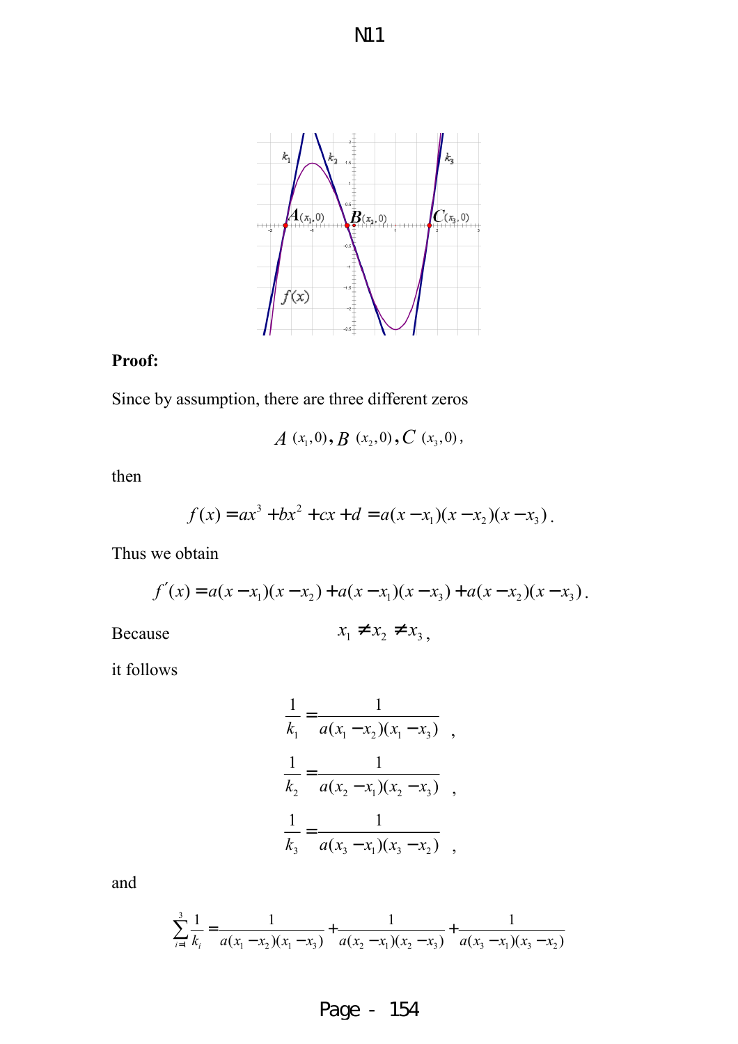**Proof:**

Since by assumption, there are three different zeros

$$A\ (x_1,0),\ B\ (x_2,0),\ C\ (x_3,0),$$

then

$$f(x) = ax^3 + bx^2 + cx + d = a(x - x_1)(x - x_2)(x - x_3).$$

Thus we obtain

$$f'(x) = a(x - x_1)(x - x_2) + a(x - x_1)(x - x_3) + a(x - x_2)(x - x_3).$$

Because $\qquad x_1 \neq x_2 \neq x_3,$

it follows

$$\frac{1}{k_1} = \frac{1}{a(x_1 - x_2)(x_1 - x_3)} \quad ,$$

$$\frac{1}{k_2} = \frac{1}{a(x_2 - x_1)(x_2 - x_3)} \quad ,$$

$$\frac{1}{k_3} = \frac{1}{a(x_3 - x_1)(x_3 - x_2)} \quad ,$$

and

$$\sum_{i=1}^{3} \frac{1}{k_i} = \frac{1}{a(x_1 - x_2)(x_1 - x_3)} + \frac{1}{a(x_2 - x_1)(x_2 - x_3)} + \frac{1}{a(x_3 - x_1)(x_3 - x_2)}$$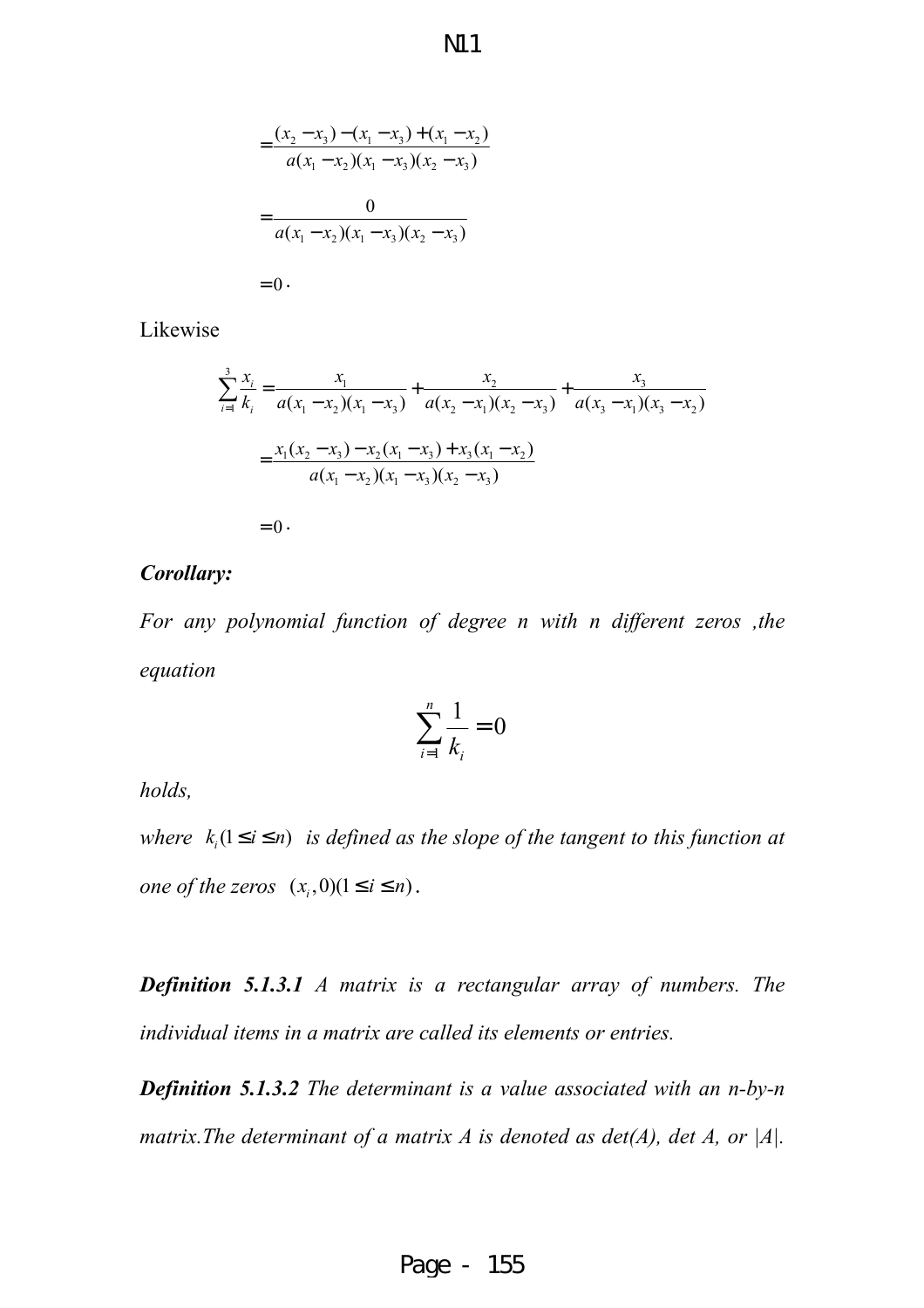$$=\frac{(x_2-x_3)-(x_1-x_3)+(x_1-x_2)}{a(x_1-x_2)(x_1-x_3)(x_2-x_3)}$$

$$=\frac{0}{a(x_1-x_2)(x_1-x_3)(x_2-x_3)}$$

$$=0\cdot$$

Likewise

$$\sum_{i=1}^{3}\frac{x_i}{k_i}=\frac{x_1}{a(x_1-x_2)(x_1-x_3)}+\frac{x_2}{a(x_2-x_1)(x_2-x_3)}+\frac{x_3}{a(x_3-x_1)(x_3-x_2)}$$

$$=\frac{x_1(x_2-x_3)-x_2(x_1-x_3)+x_3(x_1-x_2)}{a(x_1-x_2)(x_1-x_3)(x_2-x_3)}$$

$$=0\cdot$$

***Corollary:***

*For any polynomial function of degree n with n different zeros ,the equation*

$$\sum_{i=1}^{n}\frac{1}{k_i}=0$$

*holds,*

*where* $k_i (1\le i\le n)$ *is defined as the slope of the tangent to this function at one of the zeros* $(x_i,0)(1\le i\le n)$.

***Definition 5.1.3.1*** *A matrix is a rectangular array of numbers. The individual items in a matrix are called its elements or entries.*

***Definition 5.1.3.2*** *The determinant is a value associated with an n-by-n matrix.The determinant of a matrix A is denoted as det(A), det A, or |A|.*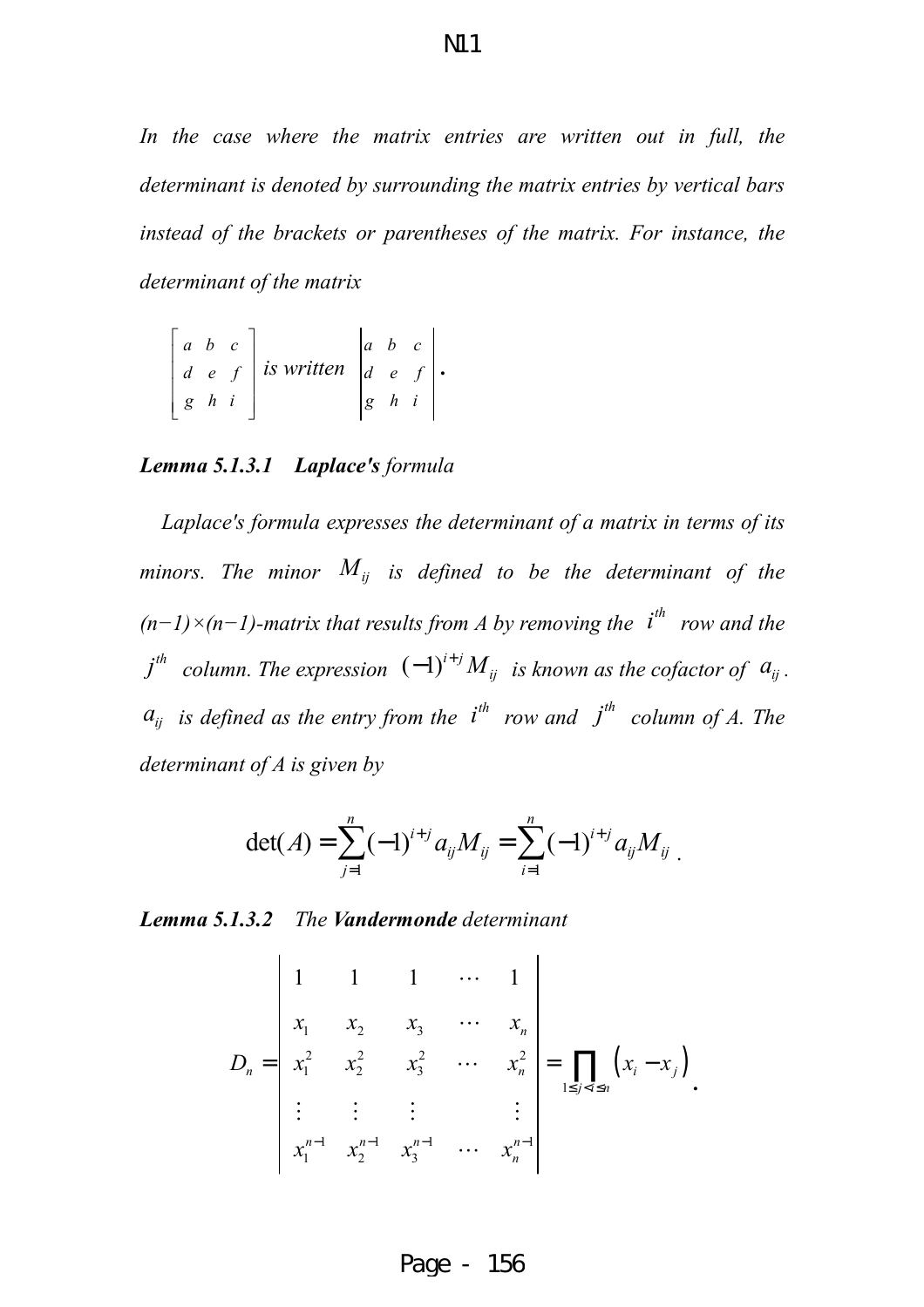*In the case where the matrix entries are written out in full, the determinant is denoted by surrounding the matrix entries by vertical bars instead of the brackets or parentheses of the matrix. For instance, the determinant of the matrix*

$$\begin{bmatrix} a & b & c \\ d & e & f \\ g & h & i \end{bmatrix} \textit{ is written } \begin{vmatrix} a & b & c \\ d & e & f \\ g & h & i \end{vmatrix}.$$

***Lemma 5.1.3.1 Laplace's** formula*

*Laplace's formula expresses the determinant of a matrix in terms of its minors. The minor $M_{ij}$ is defined to be the determinant of the (n−1)×(n−1)-matrix that results from A by removing the $i^{th}$ row and the $j^{th}$ column. The expression $(-1)^{i+j}M_{ij}$ is known as the cofactor of $a_{ij}$. $a_{ij}$ is defined as the entry from the $i^{th}$ row and $j^{th}$ column of A. The determinant of A is given by*

$$\det(A) = \sum_{j=1}^{n}(-1)^{i+j}a_{ij}M_{ij} = \sum_{i=1}^{n}(-1)^{i+j}a_{ij}M_{ij}.$$

***Lemma 5.1.3.2** The **Vandermonde** determinant*

$$D_n = \begin{vmatrix} 1 & 1 & 1 & \cdots & 1 \\ x_1 & x_2 & x_3 & \cdots & x_n \\ x_1^2 & x_2^2 & x_3^2 & \cdots & x_n^2 \\ \vdots & \vdots & \vdots & & \vdots \\ x_1^{n-1} & x_2^{n-1} & x_3^{n-1} & \cdots & x_n^{n-1} \end{vmatrix} = \prod_{1\le j<i\le n}\left(x_i - x_j\right).$$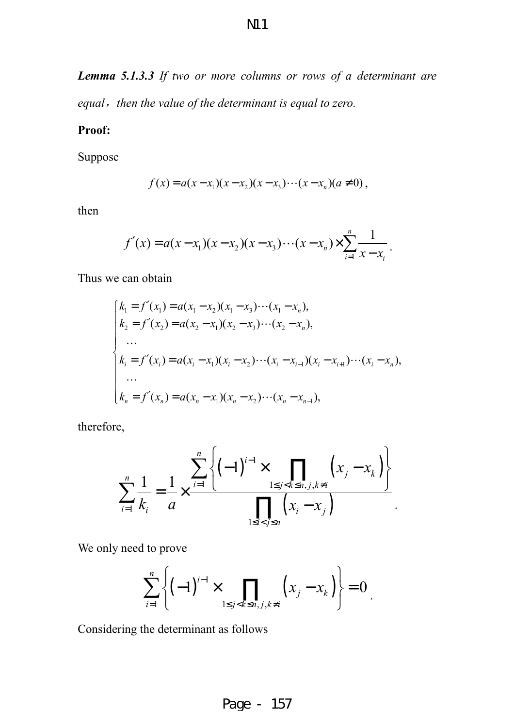***Lemma 5.1.3.3*** *If two or more columns or rows of a determinant are equal, then the value of the determinant is equal to zero.*

**Proof:**

Suppose

$$f(x) = a(x - x_1)(x - x_2)(x - x_3)\cdots(x - x_n)(a \neq 0),$$

then

$$f'(x) = a(x - x_1)(x - x_2)(x - x_3)\cdots(x - x_n) \times \sum_{i=1}^{n} \frac{1}{x - x_i}.$$

Thus we can obtain

$$\begin{cases} k_1 = f'(x_1) = a(x_1 - x_2)(x_1 - x_3)\cdots(x_1 - x_n), \\ k_2 = f'(x_2) = a(x_2 - x_1)(x_2 - x_3)\cdots(x_2 - x_n), \\ \quad \cdots \\ k_i = f'(x_i) = a(x_i - x_1)(x_i - x_2)\cdots(x_i - x_{i-1})(x_i - x_{i+1})\cdots(x_i - x_n), \\ \quad \cdots \\ k_n = f'(x_n) = a(x_n - x_1)(x_n - x_2)\cdots(x_n - x_{n-1}), \end{cases}$$

therefore,

$$\sum_{i=1}^{n} \frac{1}{k_i} = \frac{1}{a} \times \frac{\sum_{i=1}^{n} \left\{ (-1)^{i-1} \times \prod_{1 \le j < k \le n, j,k \neq i} (x_j - x_k) \right\}}{\prod_{1 \le i < j \le n} (x_i - x_j)}.$$

We only need to prove

$$\sum_{i=1}^{n} \left\{ (-1)^{i-1} \times \prod_{1 \le j < k \le n, j,k \neq i} (x_j - x_k) \right\} = 0.$$

Considering the determinant as follows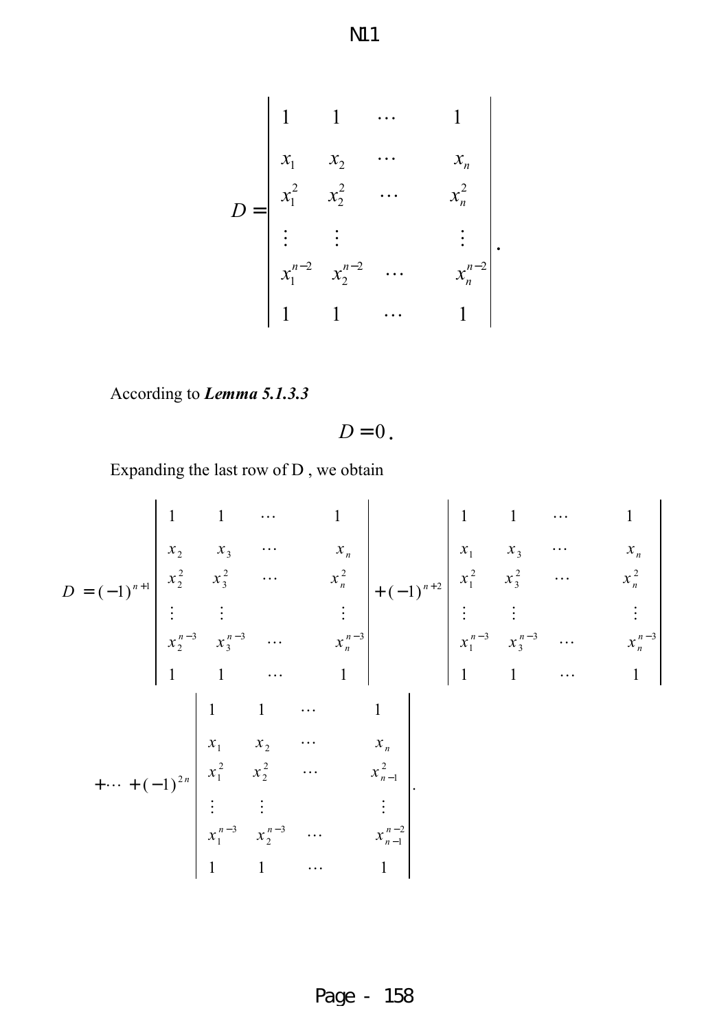$$D = \begin{vmatrix} 1 & 1 & \cdots & 1 \\ x_1 & x_2 & \cdots & x_n \\ x_1^2 & x_2^2 & \cdots & x_n^2 \\ \vdots & \vdots & & \vdots \\ x_1^{n-2} & x_2^{n-2} & \cdots & x_n^{n-2} \\ 1 & 1 & \cdots & 1 \end{vmatrix}.$$

According to ***Lemma 5.1.3.3***

$$D = 0.$$

Expanding the last row of D , we obtain

$$D = (-1)^{n+1} \begin{vmatrix} 1 & 1 & \cdots & 1 \\ x_2 & x_3 & \cdots & x_n \\ x_2^2 & x_3^2 & \cdots & x_n^2 \\ \vdots & \vdots & & \vdots \\ x_2^{n-3} & x_3^{n-3} & \cdots & x_n^{n-3} \\ 1 & 1 & \cdots & 1 \end{vmatrix} + (-1)^{n+2} \begin{vmatrix} 1 & 1 & \cdots & 1 \\ x_1 & x_3 & \cdots & x_n \\ x_1^2 & x_3^2 & \cdots & x_n^2 \\ \vdots & \vdots & & \vdots \\ x_1^{n-3} & x_3^{n-3} & \cdots & x_n^{n-3} \\ 1 & 1 & \cdots & 1 \end{vmatrix}$$

$$+ \cdots + (-1)^{2n} \begin{vmatrix} 1 & 1 & \cdots & 1 \\ x_1 & x_2 & \cdots & x_n \\ x_1^2 & x_2^2 & \cdots & x_{n-1}^2 \\ \vdots & \vdots & & \vdots \\ x_1^{n-3} & x_2^{n-3} & \cdots & x_{n-1}^{n-2} \\ 1 & 1 & \cdots & 1 \end{vmatrix}.$$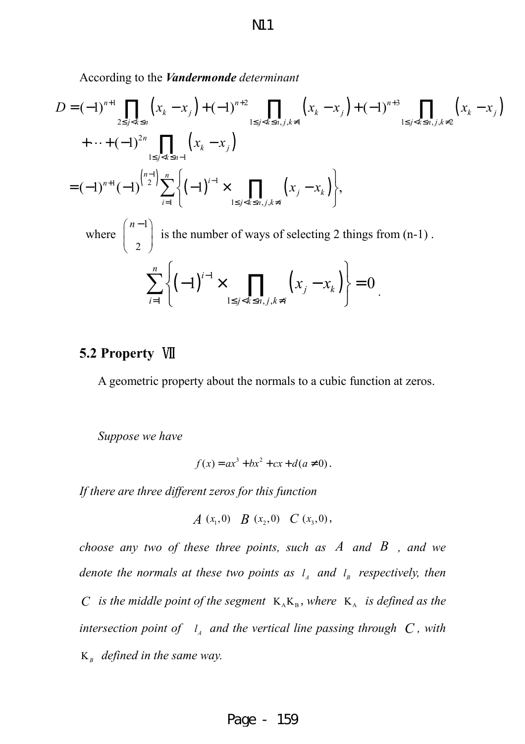According to the ***Vandermonde*** *determinant*

$$D=(-1)^{n+1}\prod_{2\le j<k\le n}\left(x_k-x_j\right)+(-1)^{n+2}\prod_{1\le j<k\le n,\,j,k\ne 1}\left(x_k-x_j\right)+(-1)^{n+3}\prod_{1\le j<k\le n,\,j,k\ne 2}\left(x_k-x_j\right)$$

$$+\cdots+(-1)^{2n}\prod_{1\le j<k\le n-1}\left(x_k-x_j\right)$$

$$=(-1)^{n+1}(-1)^{\binom{n-1}{2}}\sum_{i=1}^{n}\left\{\left(-1\right)^{i-1}\times\prod_{1\le j<k\le n,\,j,k\ne i}\left(x_j-x_k\right)\right\},$$

where $\binom{n-1}{2}$ is the number of ways of selecting 2 things from (n-1) .

$$\sum_{i=1}^{n}\left\{\left(-1\right)^{i-1}\times\prod_{1\le j<k\le n,\,j,k\ne i}\left(x_j-x_k\right)\right\}=0.$$

## 5.2 Property Ⅶ

A geometric property about the normals to a cubic function at zeros.

*Suppose we have*

$$f(x)=ax^3+bx^2+cx+d\,(a\ne 0).$$

*If there are three different zeros for this function*

$$A\,(x_1,0)\quad B\,(x_2,0)\quad C\,(x_3,0),$$

*choose any two of these three points, such as $A$ and $B$ , and we denote the normals at these two points as $l_A$ and $l_B$ respectively, then $C$ is the middle point of the segment $K_AK_B$, where $K_A$ is defined as the intersection point of $l_A$ and the vertical line passing through $C$, with $K_B$ defined in the same way.*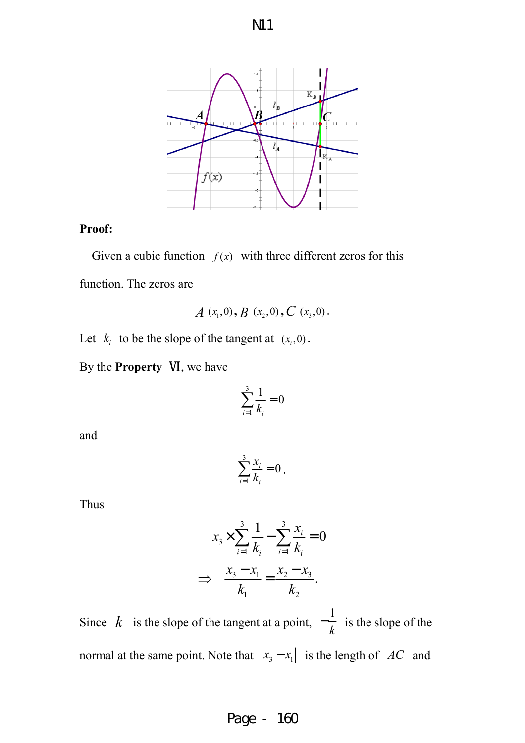**Proof:**

Given a cubic function $f(x)$ with three different zeros for this function. The zeros are

$$A\ (x_1,0),\ B\ (x_2,0),\ C\ (x_3,0).$$

Let $k_i$ to be the slope of the tangent at $(x_i,0)$.

By the **Property** Ⅵ, we have

$$\sum_{i=1}^{3}\frac{1}{k_i}=0$$

and

$$\sum_{i=1}^{3}\frac{x_i}{k_i}=0.$$

Thus

$$x_3\times\sum_{i=1}^{3}\frac{1}{k_i}-\sum_{i=1}^{3}\frac{x_i}{k_i}=0$$

$$\Rightarrow\quad \frac{x_3-x_1}{k_1}=\frac{x_2-x_3}{k_2}.$$

Since $k$ is the slope of the tangent at a point, $-\frac{1}{k}$ is the slope of the normal at the same point. Note that $|x_3-x_1|$ is the length of $AC$ and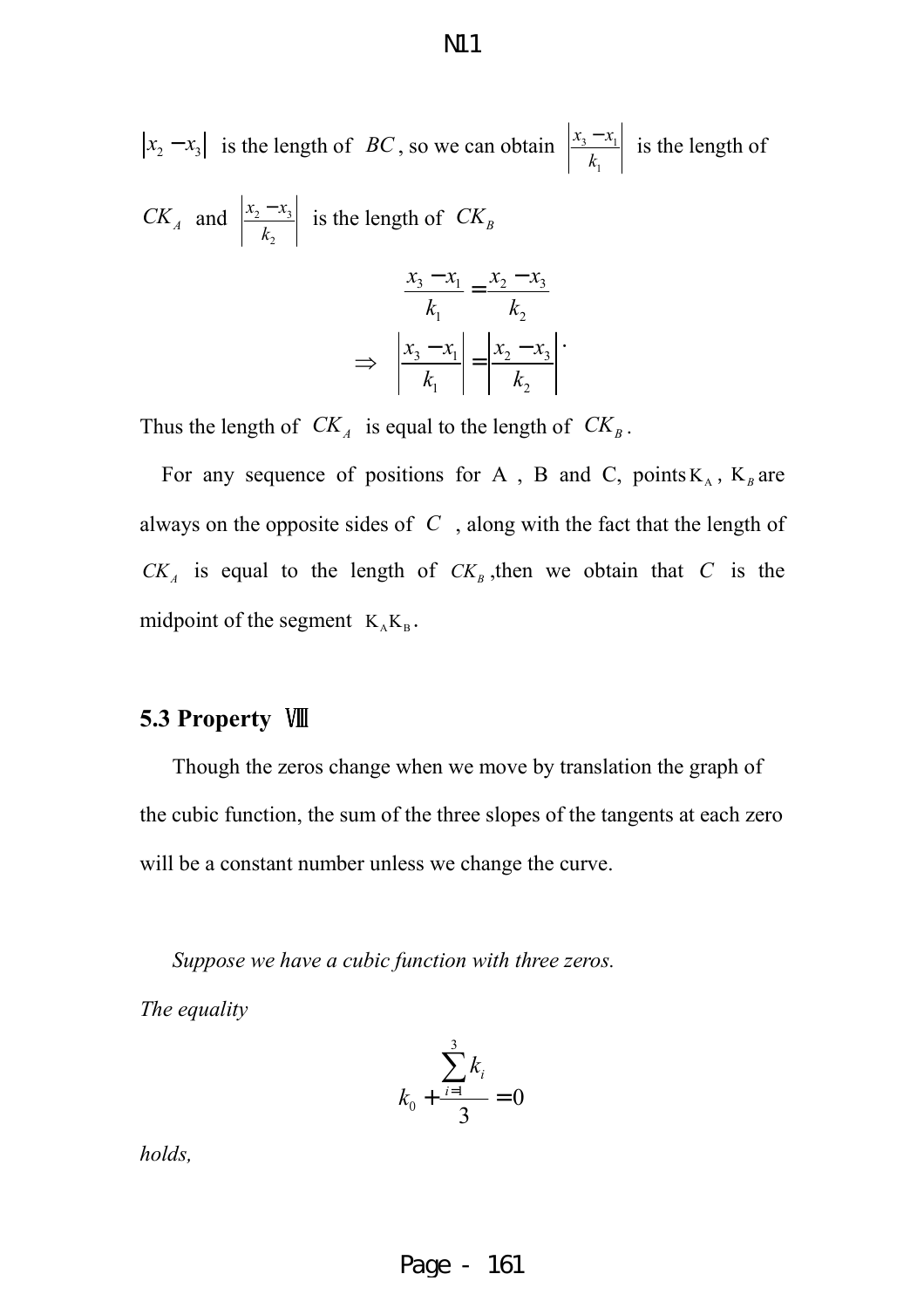$\left|x_2 - x_3\right|$ is the length of $BC$, so we can obtain $\left|\frac{x_3 - x_1}{k_1}\right|$ is the length of $CK_A$ and $\left|\frac{x_2 - x_3}{k_2}\right|$ is the length of $CK_B$

$$\frac{x_3 - x_1}{k_1} = \frac{x_2 - x_3}{k_2}$$

$$\Rightarrow \left|\frac{x_3 - x_1}{k_1}\right| = \left|\frac{x_2 - x_3}{k_2}\right|.$$

Thus the length of $CK_A$ is equal to the length of $CK_B$.

For any sequence of positions for A, B and C, points $K_A$, $K_B$ are always on the opposite sides of $C$, along with the fact that the length of $CK_A$ is equal to the length of $CK_B$, then we obtain that $C$ is the midpoint of the segment $K_A K_B$.

## 5.3 Property Ⅷ

Though the zeros change when we move by translation the graph of the cubic function, the sum of the three slopes of the tangents at each zero will be a constant number unless we change the curve.

*Suppose we have a cubic function with three zeros.*

*The equality*

$$k_0 + \frac{\sum_{i=1}^{3} k_i}{3} = 0$$

*holds,*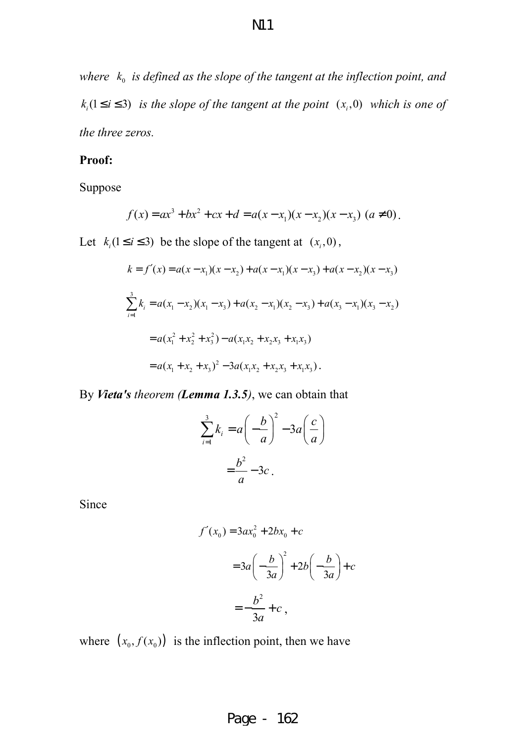*where $k_0$ is defined as the slope of the tangent at the inflection point, and $k_i (1 \leq i \leq 3)$ is the slope of the tangent at the point $(x_i, 0)$ which is one of the three zeros.*

**Proof:**

Suppose

$$f(x) = ax^3 + bx^2 + cx + d = a(x - x_1)(x - x_2)(x - x_3) \ (a \neq 0).$$

Let $k_i (1 \leq i \leq 3)$ be the slope of the tangent at $(x_i, 0)$,

$$k = f'(x) = a(x - x_1)(x - x_2) + a(x - x_1)(x - x_3) + a(x - x_2)(x - x_3)$$

$$\sum_{i=1}^{3} k_i = a(x_1 - x_2)(x_1 - x_3) + a(x_2 - x_1)(x_2 - x_3) + a(x_3 - x_1)(x_3 - x_2)$$

$$= a(x_1^2 + x_2^2 + x_3^2) - a(x_1x_2 + x_2x_3 + x_1x_3)$$

$$= a(x_1 + x_2 + x_3)^2 - 3a(x_1x_2 + x_2x_3 + x_1x_3).$$

By ***Vieta's*** *theorem (**Lemma 1.3.5**)*, we can obtain that

$$\sum_{i=1}^{3} k_i = a\left(-\frac{b}{a}\right)^2 - 3a\left(\frac{c}{a}\right)$$

$$= \frac{b^2}{a} - 3c.$$

Since

$$f'(x_0) = 3ax_0^2 + 2bx_0 + c$$

$$= 3a\left(-\frac{b}{3a}\right)^2 + 2b\left(-\frac{b}{3a}\right) + c$$

$$= -\frac{b^2}{3a} + c,$$

where $(x_0, f(x_0))$ is the inflection point, then we have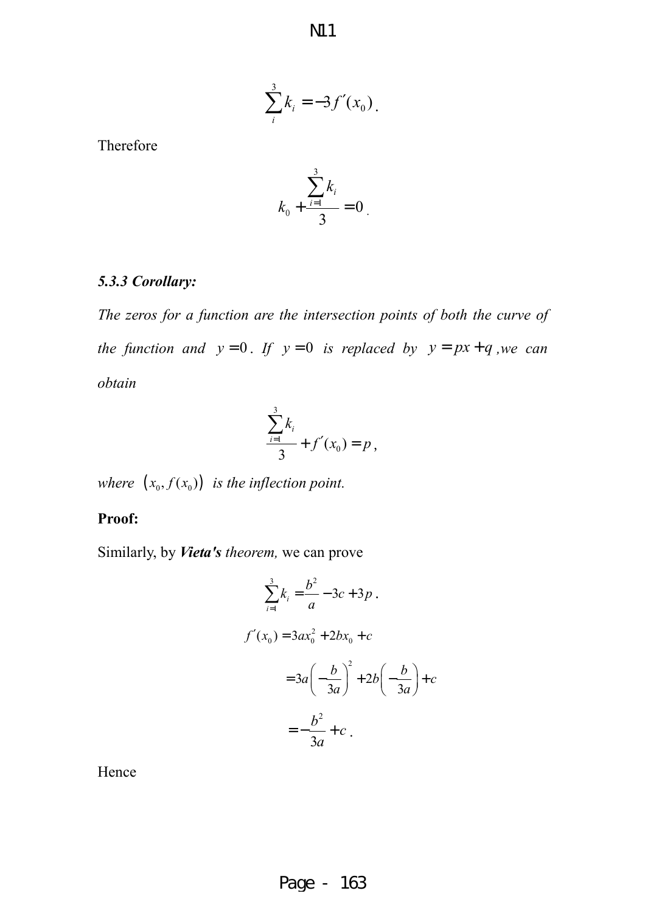$$\sum_{i}^{3} k_i = -3f'(x_0).$$

Therefore

$$k_0 + \frac{\sum_{i=1}^{3} k_i}{3} = 0.$$

***5.3.3 Corollary:***

*The zeros for a function are the intersection points of both the curve of the function and* $y = 0$. *If* $y = 0$ *is replaced by* $y = px + q$ *,we can obtain*

$$\frac{\sum_{i=1}^{3} k_i}{3} + f'(x_0) = p,$$

*where* $(x_0, f(x_0))$ *is the inflection point.*

**Proof:**

Similarly, by ***Vieta's*** *theorem,* we can prove

$$\sum_{i=1}^{3} k_i = \frac{b^2}{a} - 3c + 3p.$$

$$\begin{aligned} f'(x_0) &= 3ax_0^2 + 2bx_0 + c \\ &= 3a\left(-\frac{b}{3a}\right)^2 + 2b\left(-\frac{b}{3a}\right) + c \\ &= -\frac{b^2}{3a} + c. \end{aligned}$$

Hence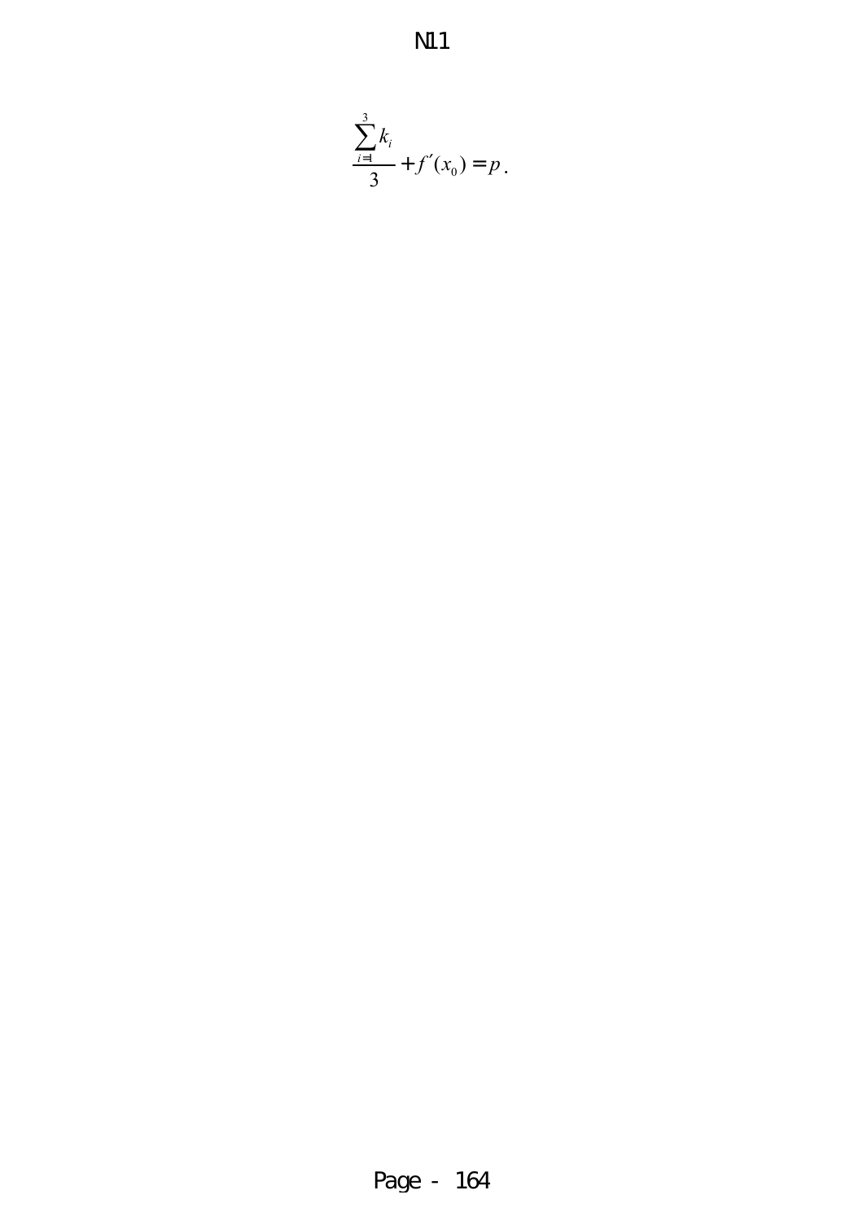$$\frac{\sum_{i=1}^{3} k_i}{3} + f'(x_0) = p\,.$$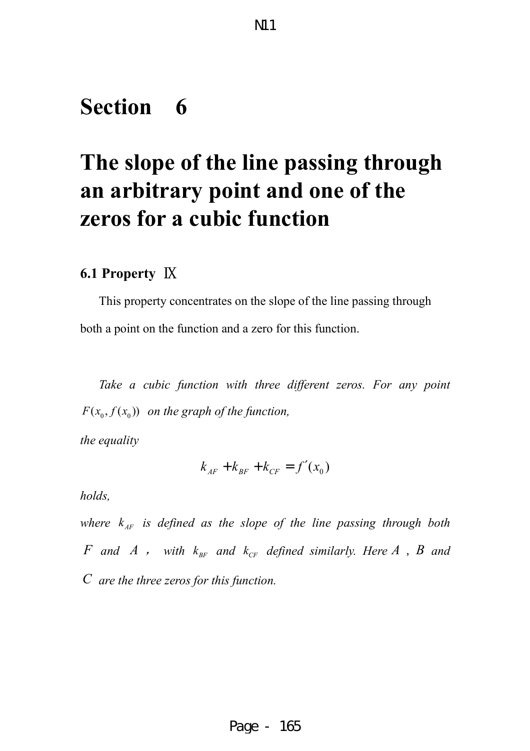# Section 6

# The slope of the line passing through an arbitrary point and one of the zeros for a cubic function

### 6.1 Property Ⅸ

This property concentrates on the slope of the line passing through both a point on the function and a zero for this function.

*Take a cubic function with three different zeros. For any point* $F(x_0, f(x_0))$ *on the graph of the function,*

*the equality*

$$k_{AF} + k_{BF} + k_{CF} = f'(x_0)$$

*holds,*

*where* $k_{AF}$ *is defined as the slope of the line passing through both* $F$ *and* $A$ *, with* $k_{BF}$ *and* $k_{CF}$ *defined similarly. Here* $A$ *,* $B$ *and* $C$ *are the three zeros for this function.*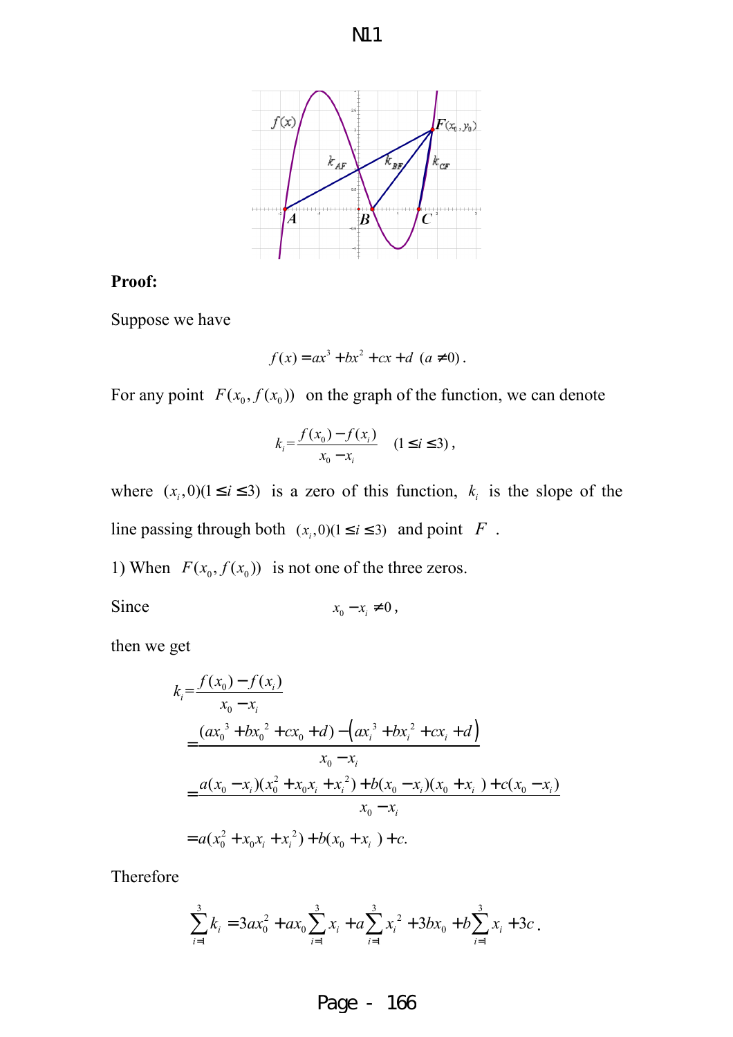**Proof:**

Suppose we have

$$f(x) = ax^3 + bx^2 + cx + d \ (a \neq 0).$$

For any point $F(x_0, f(x_0))$ on the graph of the function, we can denote

$$k_i = \frac{f(x_0) - f(x_i)}{x_0 - x_i} \quad (1 \leq i \leq 3),$$

where $(x_i, 0)(1 \leq i \leq 3)$ is a zero of this function, $k_i$ is the slope of the line passing through both $(x_i, 0)(1 \leq i \leq 3)$ and point $F$.

1) When $F(x_0, f(x_0))$ is not one of the three zeros.

Since

$$x_0 - x_i \neq 0,$$

then we get

$$\begin{aligned}
k_i &= \frac{f(x_0) - f(x_i)}{x_0 - x_i} \\
&= \frac{(a{x_0}^3 + b{x_0}^2 + cx_0 + d) - \left(a{x_i}^3 + b{x_i}^2 + cx_i + d\right)}{x_0 - x_i} \\
&= \frac{a(x_0 - x_i)(x_0^2 + x_0 x_i + {x_i}^2) + b(x_0 - x_i)(x_0 + x_i) + c(x_0 - x_i)}{x_0 - x_i} \\
&= a(x_0^2 + x_0 x_i + {x_i}^2) + b(x_0 + x_i) + c.
\end{aligned}$$

Therefore

$$\sum_{i=1}^{3} k_i = 3ax_0^2 + ax_0 \sum_{i=1}^{3} x_i + a\sum_{i=1}^{3} {x_i}^2 + 3bx_0 + b\sum_{i=1}^{3} x_i + 3c.$$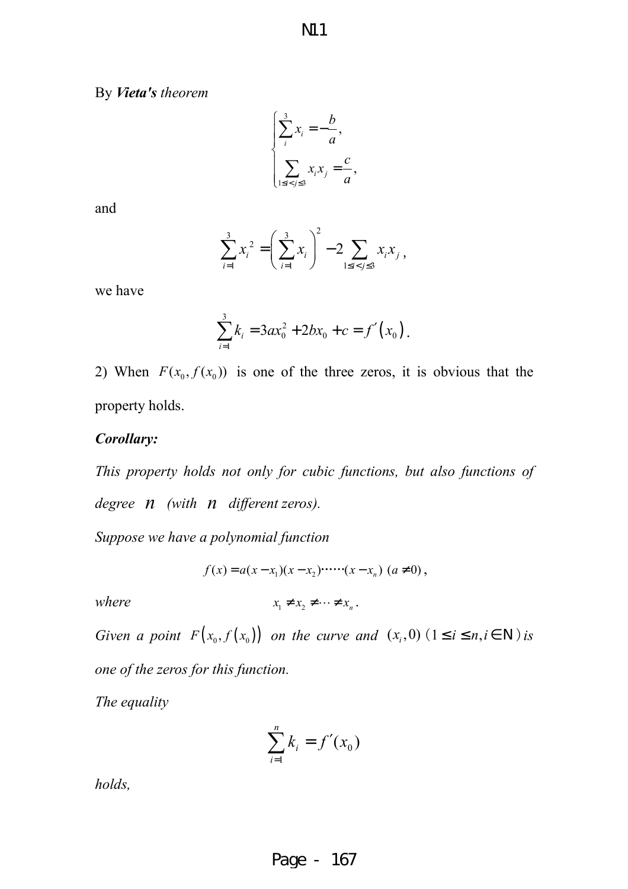By ***Vieta's*** *theorem*

$$\begin{cases} \sum_{i}^{3} x_i = -\dfrac{b}{a}, \\ \sum_{1 \le i < j \le 3} x_i x_j = \dfrac{c}{a}, \end{cases}$$

and

$$\sum_{i=1}^{3} {x_i}^2 = \left( \sum_{i=1}^{3} x_i \right)^2 - 2 \sum_{1 \le i < j \le 3} x_i x_j ,$$

we have

$$\sum_{i=1}^{3} k_i = 3ax_0^2 + 2bx_0 + c = f'(x_0).$$

2) When $F(x_0, f(x_0))$ is one of the three zeros, it is obvious that the property holds.

***Corollary:***

*This property holds not only for cubic functions, but also functions of degree* $n$ *(with* $n$ *different zeros).*

*Suppose we have a polynomial function*

$$f(x) = a(x - x_1)(x - x_2)\cdots\cdots(x - x_n) \ (a \ne 0),$$

*where* $x_1 \ne x_2 \ne \cdots \ne x_n$.

*Given a point* $F(x_0, f(x_0))$ *on the curve and* $(x_i, 0)$ $(1 \le i \le n, i \in \mathbb{N})$ *is one of the zeros for this function.*

*The equality*

$$\sum_{i=1}^{n} k_i = f'(x_0)$$

*holds,*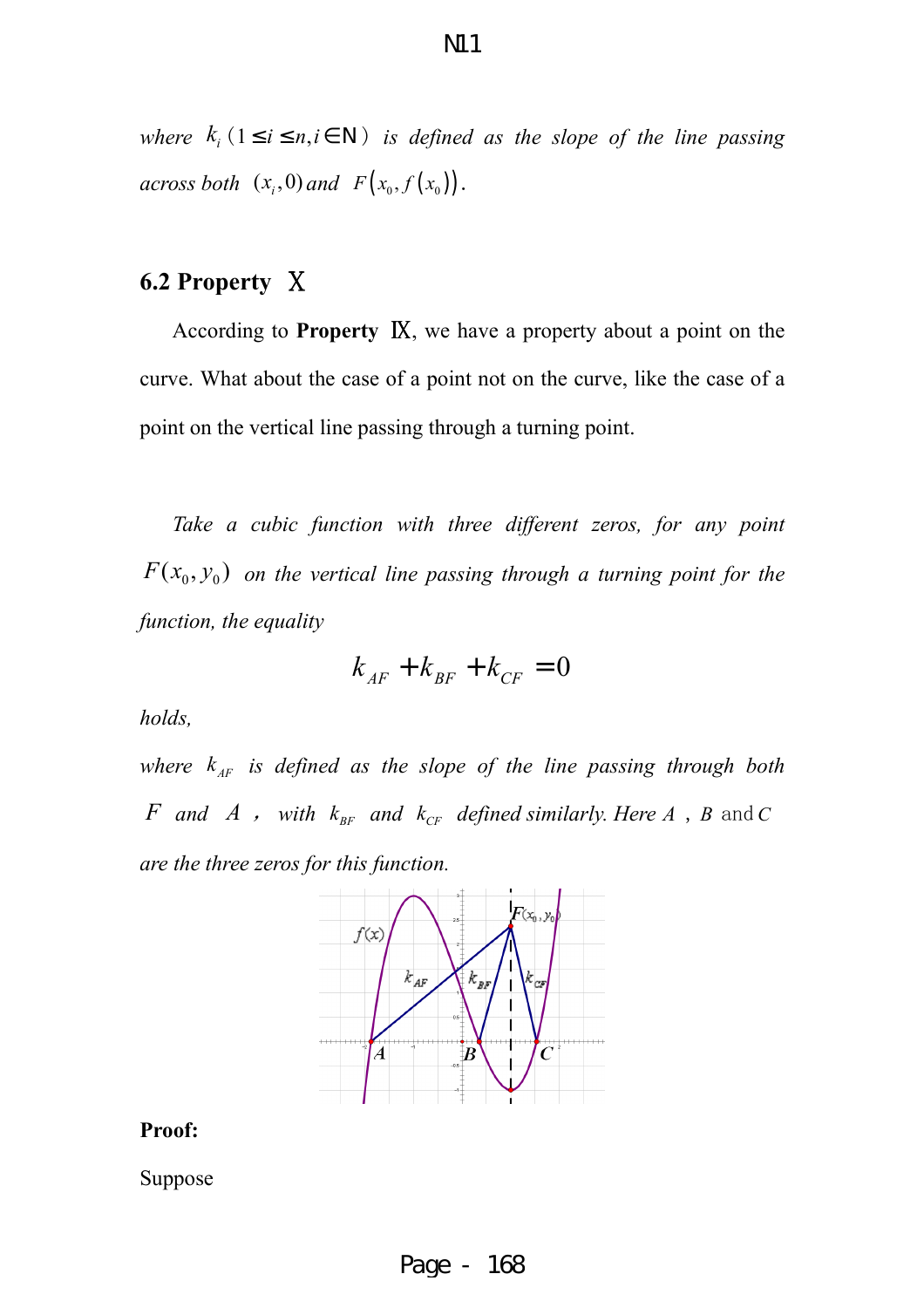*where* $k_i$ $(1 \le i \le n, i \in \mathbb{N})$ *is defined as the slope of the line passing across both* $(x_i, 0)$ *and* $F\left(x_0, f\left(x_0\right)\right)$.

## 6.2 Property Ⅹ

According to **Property Ⅸ**, we have a property about a point on the curve. What about the case of a point not on the curve, like the case of a point on the vertical line passing through a turning point.

*Take a cubic function with three different zeros, for any point* $F(x_0, y_0)$ *on the vertical line passing through a turning point for the function, the equality*

$$k_{AF} + k_{BF} + k_{CF} = 0$$

*holds,*

*where* $k_{AF}$ *is defined as the slope of the line passing through both* $F$ *and* $A$ *, with* $k_{BF}$ *and* $k_{CF}$ *defined similarly. Here* $A$ , $B$ and $C$ *are the three zeros for this function.*

**Proof:**

Suppose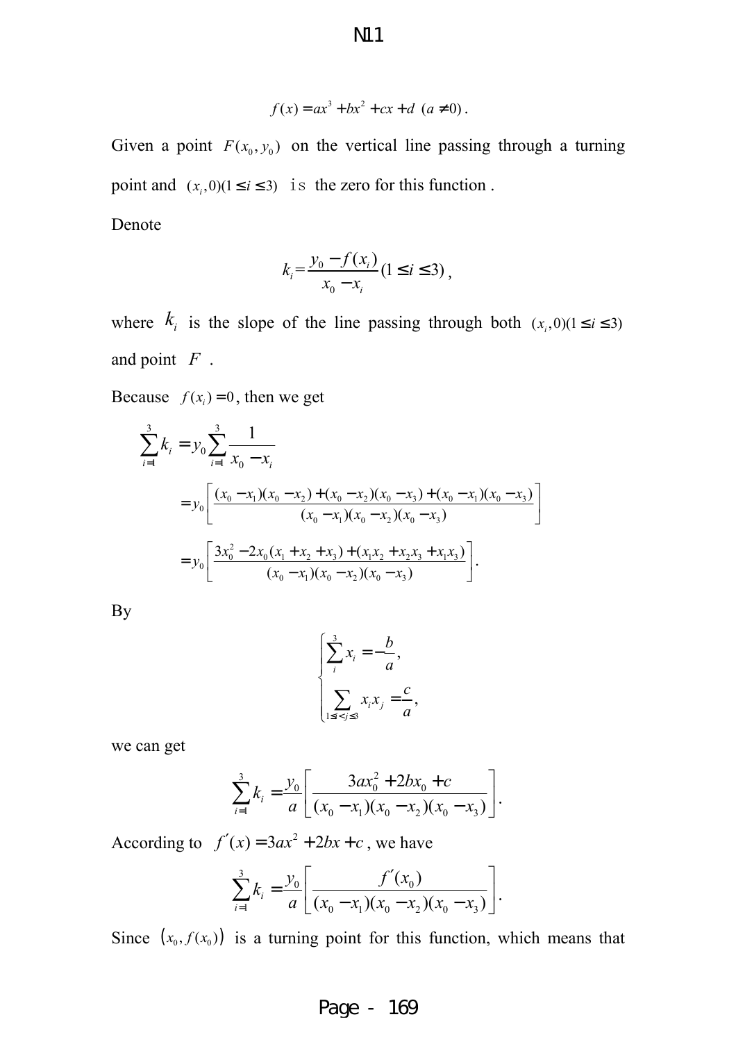$$f(x) = ax^3 + bx^2 + cx + d \ (a \neq 0).$$

Given a point $F(x_0, y_0)$ on the vertical line passing through a turning point and $(x_i, 0)(1 \le i \le 3)$ is the zero for this function .

Denote

$$k_i = \frac{y_0 - f(x_i)}{x_0 - x_i} (1 \le i \le 3),$$

where $k_i$ is the slope of the line passing through both $(x_i, 0)(1 \le i \le 3)$ and point $F$ .

Because $f(x_i) = 0$, then we get

$$\sum_{i=1}^{3} k_i = y_0 \sum_{i=1}^{3} \frac{1}{x_0 - x_i}$$

$$= y_0 \left[ \frac{(x_0 - x_1)(x_0 - x_2) + (x_0 - x_2)(x_0 - x_3) + (x_0 - x_1)(x_0 - x_3)}{(x_0 - x_1)(x_0 - x_2)(x_0 - x_3)} \right]$$

$$= y_0 \left[ \frac{3x_0^2 - 2x_0(x_1 + x_2 + x_3) + (x_1 x_2 + x_2 x_3 + x_1 x_3)}{(x_0 - x_1)(x_0 - x_2)(x_0 - x_3)} \right].$$

By

$$\begin{cases} \sum_{i}^{3} x_i = -\frac{b}{a}, \\ \sum_{1 \le i < j \le 3} x_i x_j = \frac{c}{a}, \end{cases}$$

we can get

$$\sum_{i=1}^{3} k_i = \frac{y_0}{a} \left[ \frac{3ax_0^2 + 2bx_0 + c}{(x_0 - x_1)(x_0 - x_2)(x_0 - x_3)} \right].$$

According to $f'(x) = 3ax^2 + 2bx + c$, we have

$$\sum_{i=1}^{3} k_i = \frac{y_0}{a} \left[ \frac{f'(x_0)}{(x_0 - x_1)(x_0 - x_2)(x_0 - x_3)} \right].$$

Since $(x_0, f(x_0))$ is a turning point for this function, which means that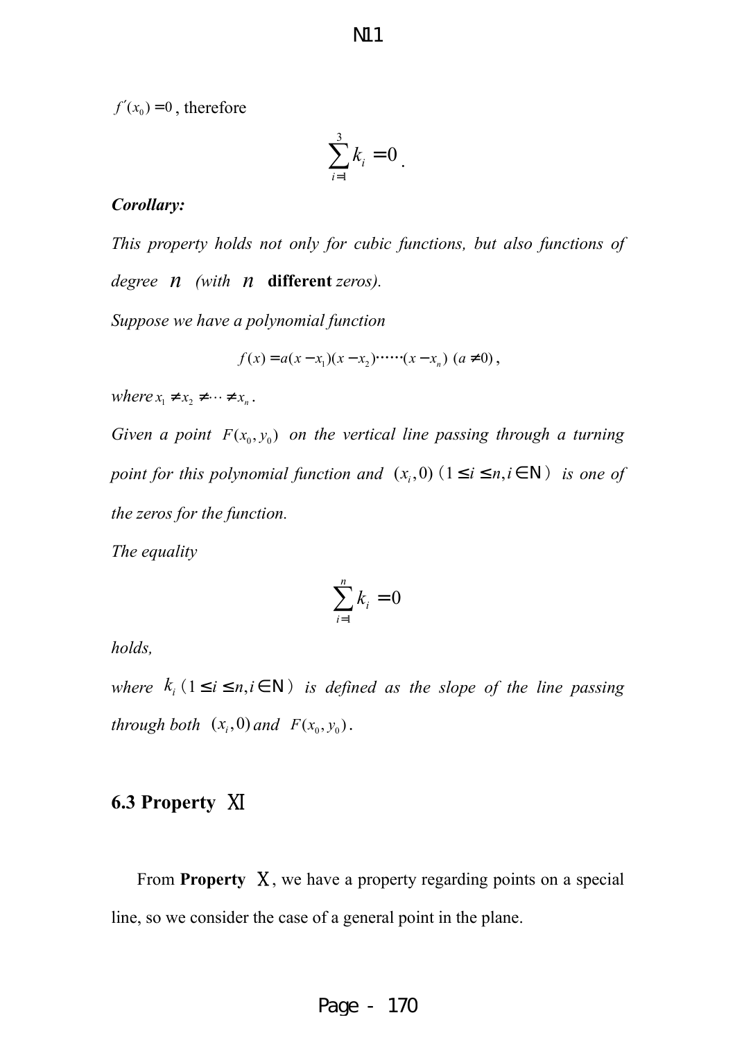$f'(x_0) = 0$, therefore

$$\sum_{i=1}^{3} k_i = 0.$$

***Corollary:***

*This property holds not only for cubic functions, but also functions of degree $n$ (with $n$* **different** *zeros).*

*Suppose we have a polynomial function*

$$f(x) = a(x - x_1)(x - x_2)\cdots\cdots(x - x_n) \ (a \neq 0),$$

*where* $x_1 \neq x_2 \neq \cdots \neq x_n$.

*Given a point $F(x_0, y_0)$ on the vertical line passing through a turning point for this polynomial function and $(x_i, 0)$ $(1 \le i \le n, i \in \mathrm{N})$ is one of the zeros for the function.*

*The equality*

$$\sum_{i=1}^{n} k_i = 0$$

*holds,*

*where $k_i$ $(1 \le i \le n, i \in \mathrm{N})$ is defined as the slope of the line passing through both $(x_i, 0)$ and $F(x_0, y_0)$.*

## 6.3 Property Ⅺ

From **Property Ⅹ**, we have a property regarding points on a special line, so we consider the case of a general point in the plane.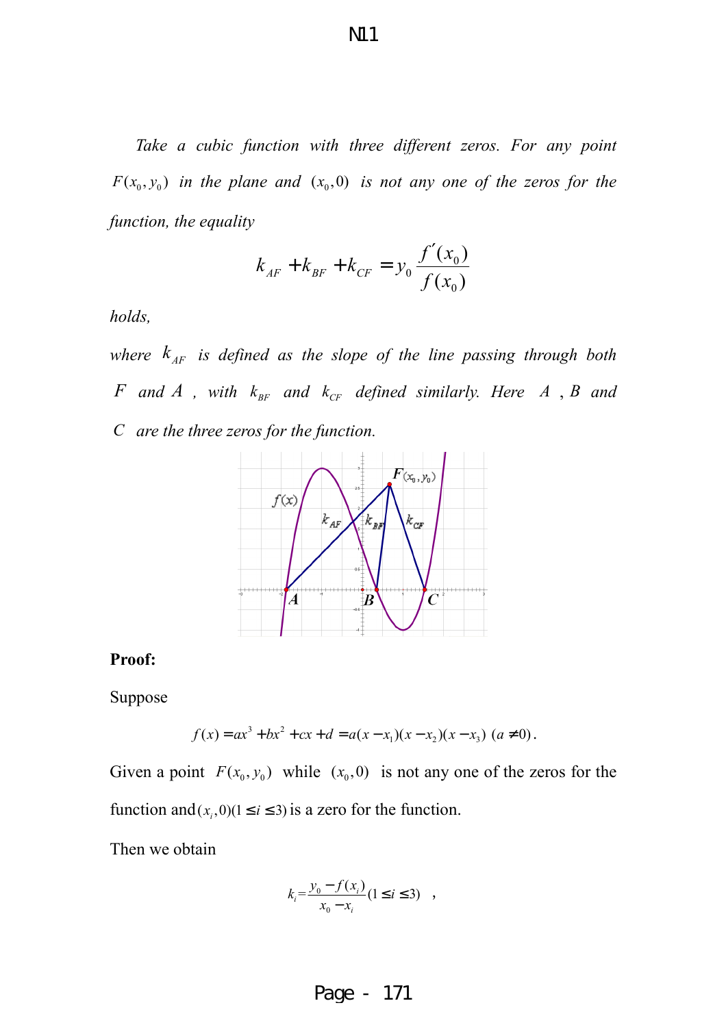*Take a cubic function with three different zeros. For any point $F(x_0, y_0)$ in the plane and $(x_0, 0)$ is not any one of the zeros for the function, the equality*

$$k_{AF} + k_{BF} + k_{CF} = y_0 \frac{f'(x_0)}{f(x_0)}$$

*holds,*

*where $k_{AF}$ is defined as the slope of the line passing through both $F$ and $A$, with $k_{BF}$ and $k_{CF}$ defined similarly. Here $A$, $B$ and $C$ are the three zeros for the function.*

**Proof:**

Suppose

$$f(x) = ax^3 + bx^2 + cx + d = a(x - x_1)(x - x_2)(x - x_3) \ (a \neq 0).$$

Given a point $F(x_0, y_0)$ while $(x_0, 0)$ is not any one of the zeros for the function and $(x_i, 0)(1 \leq i \leq 3)$ is a zero for the function.

Then we obtain

$$k_i = \frac{y_0 - f(x_i)}{x_0 - x_i} (1 \leq i \leq 3) \quad ,$$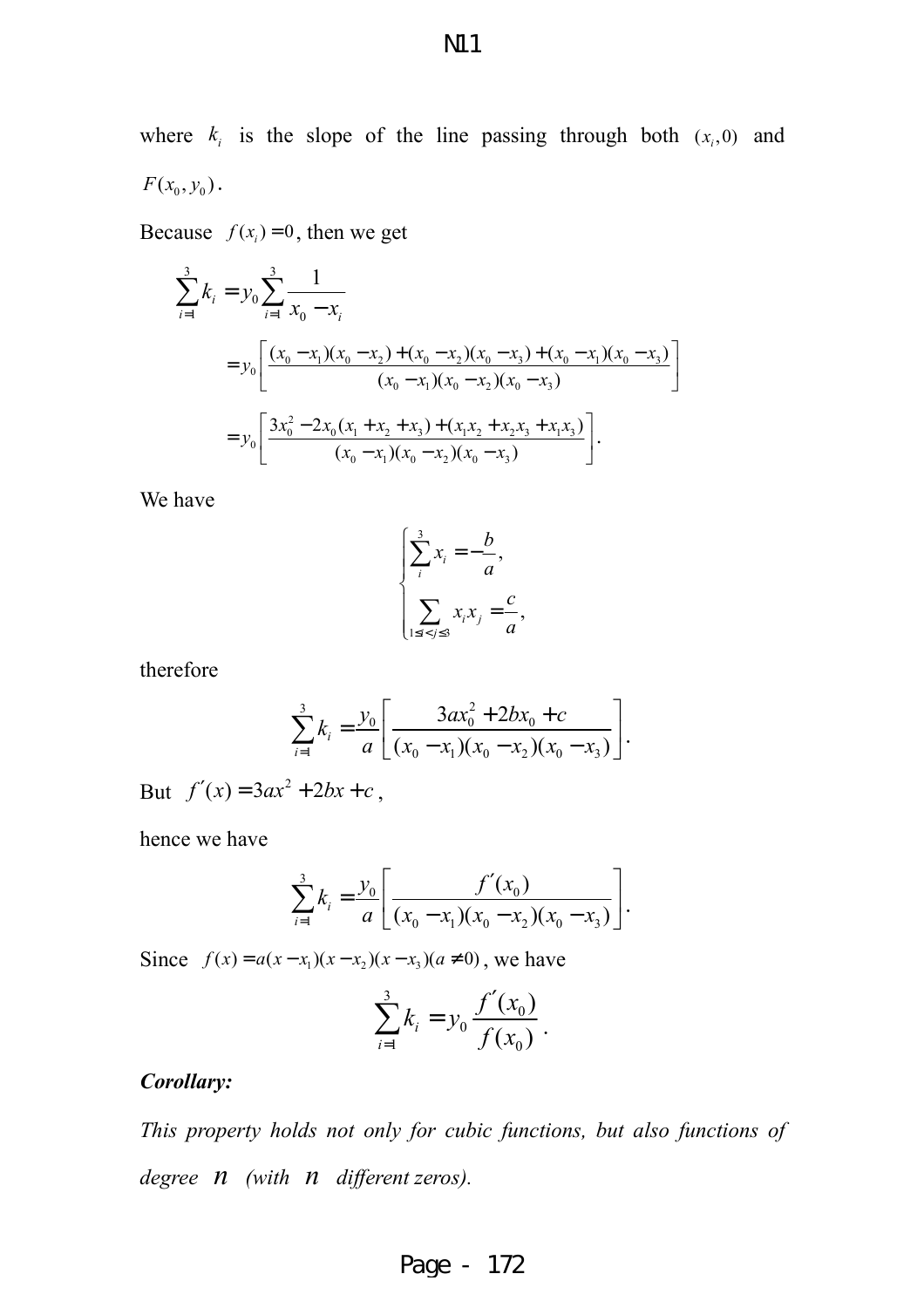where $k_i$ is the slope of the line passing through both $(x_i, 0)$ and $F(x_0, y_0)$.

Because $f(x_i) = 0$, then we get

$$\sum_{i=1}^{3} k_i = y_0 \sum_{i=1}^{3} \frac{1}{x_0 - x_i}$$

$$= y_0 \left[ \frac{(x_0 - x_1)(x_0 - x_2) + (x_0 - x_2)(x_0 - x_3) + (x_0 - x_1)(x_0 - x_3)}{(x_0 - x_1)(x_0 - x_2)(x_0 - x_3)} \right]$$

$$= y_0 \left[ \frac{3x_0^2 - 2x_0(x_1 + x_2 + x_3) + (x_1x_2 + x_2x_3 + x_1x_3)}{(x_0 - x_1)(x_0 - x_2)(x_0 - x_3)} \right].$$

We have

$$\begin{cases} \sum_{i}^{3} x_i = -\dfrac{b}{a}, \\ \sum_{1 \le i < j \le 3} x_i x_j = \dfrac{c}{a}, \end{cases}$$

therefore

$$\sum_{i=1}^{3} k_i = \frac{y_0}{a} \left[ \frac{3ax_0^2 + 2bx_0 + c}{(x_0 - x_1)(x_0 - x_2)(x_0 - x_3)} \right].$$

But $f'(x) = 3ax^2 + 2bx + c$,

hence we have

$$\sum_{i=1}^{3} k_i = \frac{y_0}{a} \left[ \frac{f'(x_0)}{(x_0 - x_1)(x_0 - x_2)(x_0 - x_3)} \right].$$

Since $f(x) = a(x - x_1)(x - x_2)(x - x_3)(a \ne 0)$, we have

$$\sum_{i=1}^{3} k_i = y_0 \frac{f'(x_0)}{f(x_0)}.$$

***Corollary:***

*This property holds not only for cubic functions, but also functions of degree $n$ (with $n$ different zeros).*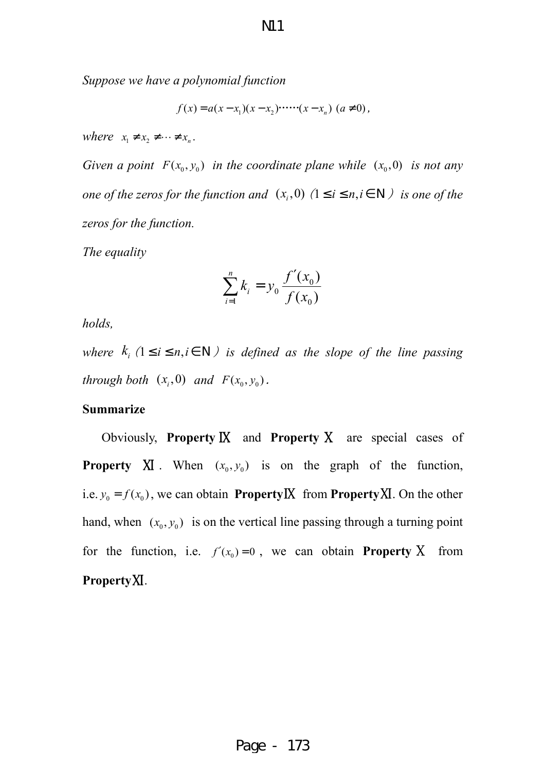*Suppose we have a polynomial function*

$$f(x) = a(x - x_1)(x - x_2)\cdots\cdots(x - x_n) \ (a \neq 0),$$

*where* $x_1 \neq x_2 \neq \cdots \neq x_n$.

*Given a point* $F(x_0, y_0)$ *in the coordinate plane while* $(x_0, 0)$ *is not any one of the zeros for the function and* $(x_i, 0)$ *(*$1 \leq i \leq n, i \in \mathbb{N}$*) is one of the zeros for the function.*

*The equality*

$$\sum_{i=1}^{n} k_i = y_0 \frac{f'(x_0)}{f(x_0)}$$

*holds,*

*where* $k_i$ *(*$1 \leq i \leq n, i \in \mathbb{N}$*) is defined as the slope of the line passing through both* $(x_i, 0)$ *and* $F(x_0, y_0)$.

**Summarize**

Obviously, **Property Ⅸ** and **Property Ⅹ** are special cases of **Property Ⅺ**. When $(x_0, y_0)$ is on the graph of the function, i.e. $y_0 = f(x_0)$, we can obtain **PropertyⅨ** from **PropertyⅪ**. On the other hand, when $(x_0, y_0)$ is on the vertical line passing through a turning point for the function, i.e. $f'(x_0) = 0$, we can obtain **Property Ⅹ** from **PropertyⅪ**.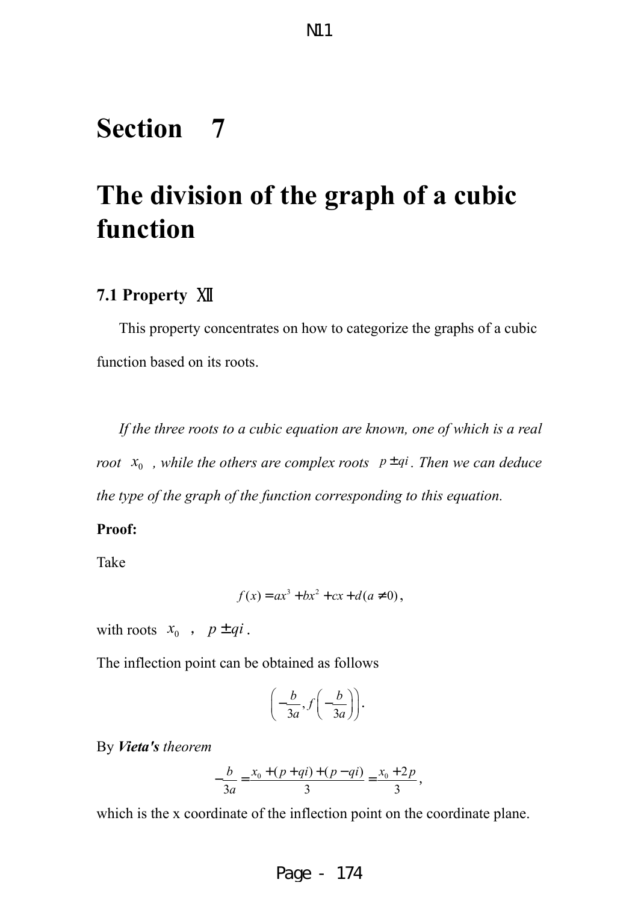# Section 7

# The division of the graph of a cubic function

### 7.1 Property Ⅻ

This property concentrates on how to categorize the graphs of a cubic function based on its roots.

*If the three roots to a cubic equation are known, one of which is a real root* $x_0$ *, while the others are complex roots* $p \pm qi$*. Then we can deduce the type of the graph of the function corresponding to this equation.*

**Proof:**

Take

$$f(x) = ax^3 + bx^2 + cx + d (a \neq 0),$$

with roots $x_0$ , $p \pm qi$ .

The inflection point can be obtained as follows

$$\left(-\frac{b}{3a}, f\left(-\frac{b}{3a}\right)\right).$$

By ***Vieta's*** *theorem*

$$-\frac{b}{3a} = \frac{x_0 + (p+qi) + (p-qi)}{3} = \frac{x_0 + 2p}{3},$$

which is the x coordinate of the inflection point on the coordinate plane.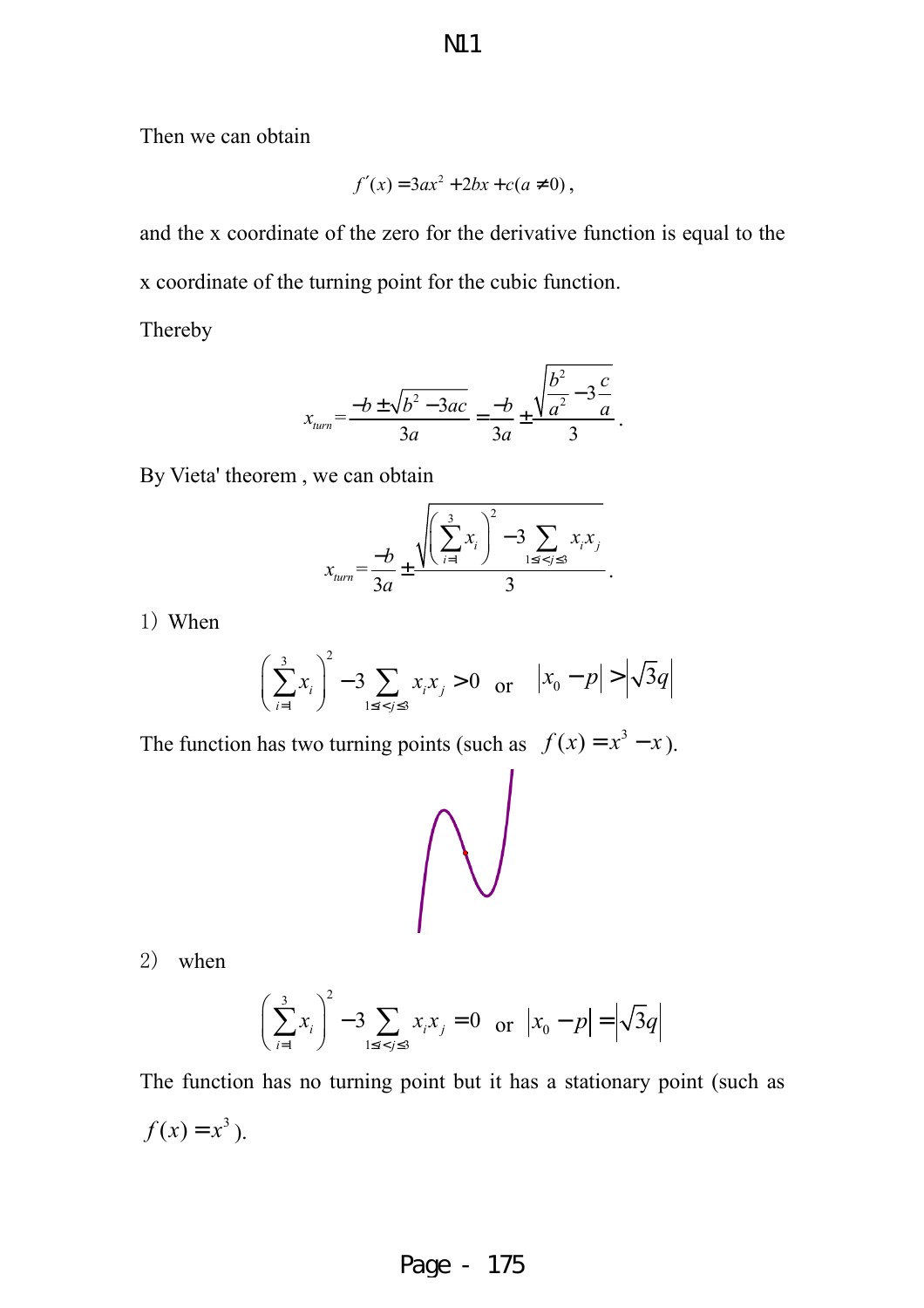Then we can obtain

$$f'(x) = 3ax^2 + 2bx + c (a \neq 0),$$

and the x coordinate of the zero for the derivative function is equal to the x coordinate of the turning point for the cubic function.

Thereby

$$x_{turn} = \frac{-b \pm \sqrt{b^2 - 3ac}}{3a} = \frac{-b}{3a} \pm \frac{\sqrt{\frac{b^2}{a^2} - 3\frac{c}{a}}}{3}.$$

By Vieta' theorem , we can obtain

$$x_{turn} = \frac{-b}{3a} \pm \frac{\sqrt{\left(\sum_{i=1}^{3} x_i\right)^2 - 3\sum_{1 \le i < j \le 3} x_i x_j}}{3}.$$

1）When

$$\left(\sum_{i=1}^{3} x_i\right)^2 - 3\sum_{1 \le i < j \le 3} x_i x_j > 0 \quad \text{or} \quad |x_0 - p| > \left|\sqrt{3}q\right|$$

The function has two turning points (such as $f(x) = x^3 - x$).

2） when

$$\left(\sum_{i=1}^{3} x_i\right)^2 - 3\sum_{1 \le i < j \le 3} x_i x_j = 0 \quad \text{or} \quad |x_0 - p| = \left|\sqrt{3}q\right|$$

The function has no turning point but it has a stationary point (such as $f(x) = x^3$).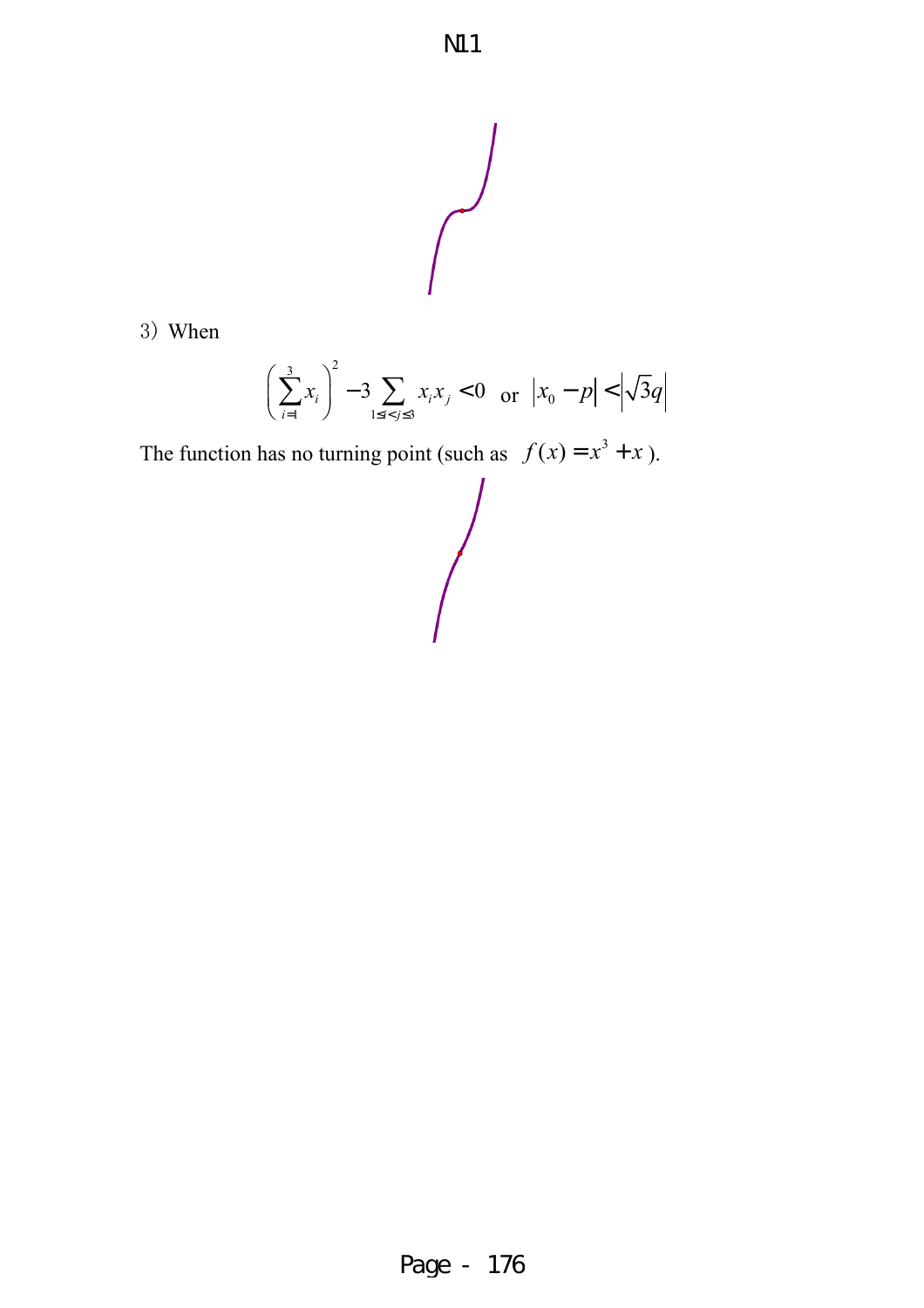3) When

$$\left(\sum_{i=1}^{3} x_i\right)^2 - 3\sum_{1 \le i < j \le 3} x_i x_j < 0 \quad \text{or} \quad |x_0 - p| < \left|\sqrt{3}q\right|$$

The function has no turning point (such as $f(x) = x^3 + x$).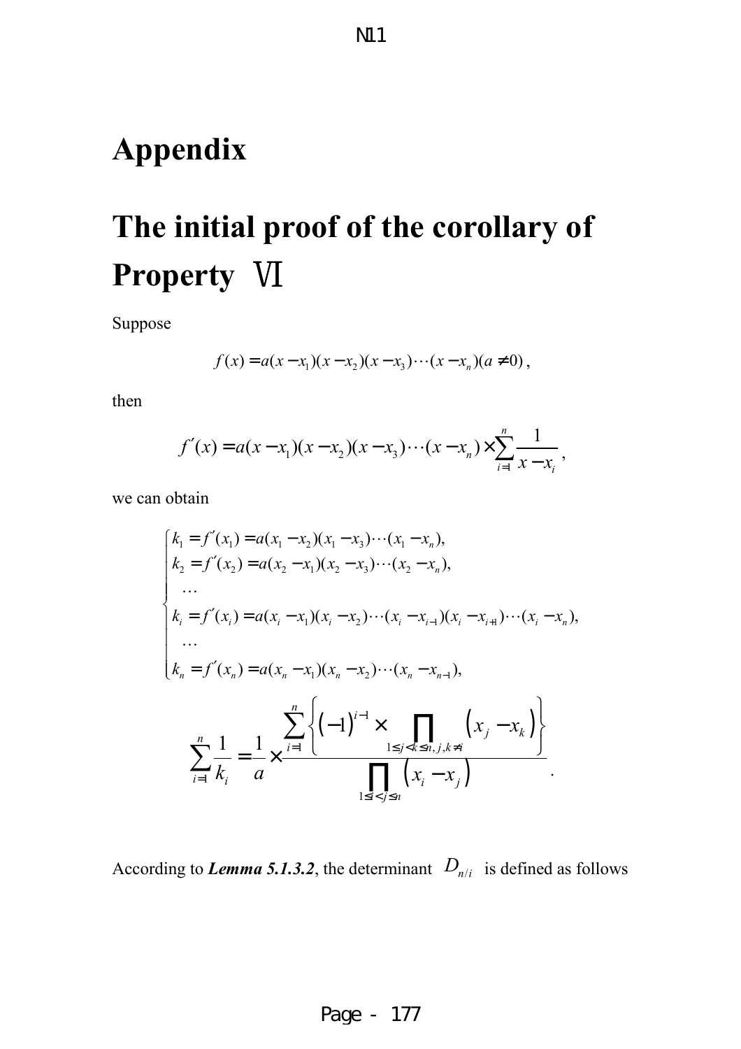# Appendix

# The initial proof of the corollary of Property Ⅵ

Suppose

$$f(x) = a(x - x_1)(x - x_2)(x - x_3)\cdots(x - x_n)(a \neq 0),$$

then

$$f'(x) = a(x - x_1)(x - x_2)(x - x_3)\cdots(x - x_n) \times \sum_{i=1}^{n} \frac{1}{x - x_i},$$

we can obtain

$$\begin{cases} k_1 = f'(x_1) = a(x_1 - x_2)(x_1 - x_3)\cdots(x_1 - x_n), \\ k_2 = f'(x_2) = a(x_2 - x_1)(x_2 - x_3)\cdots(x_2 - x_n), \\ \quad \cdots \\ k_i = f'(x_i) = a(x_i - x_1)(x_i - x_2)\cdots(x_i - x_{i-1})(x_i - x_{i+1})\cdots(x_i - x_n), \\ \quad \cdots \\ k_n = f'(x_n) = a(x_n - x_1)(x_n - x_2)\cdots(x_n - x_{n-1}), \end{cases}$$

$$\sum_{i=1}^{n} \frac{1}{k_i} = \frac{1}{a} \times \frac{\sum_{i=1}^{n} \left\{ (-1)^{i-1} \times \prod_{1 \le j < k \le n, j, k \ne i} \left( x_j - x_k \right) \right\}}{\prod_{1 \le i < j \le n} \left( x_i - x_j \right)}.$$

According to ***Lemma 5.1.3.2***, the determinant $D_{n/i}$ is defined as follows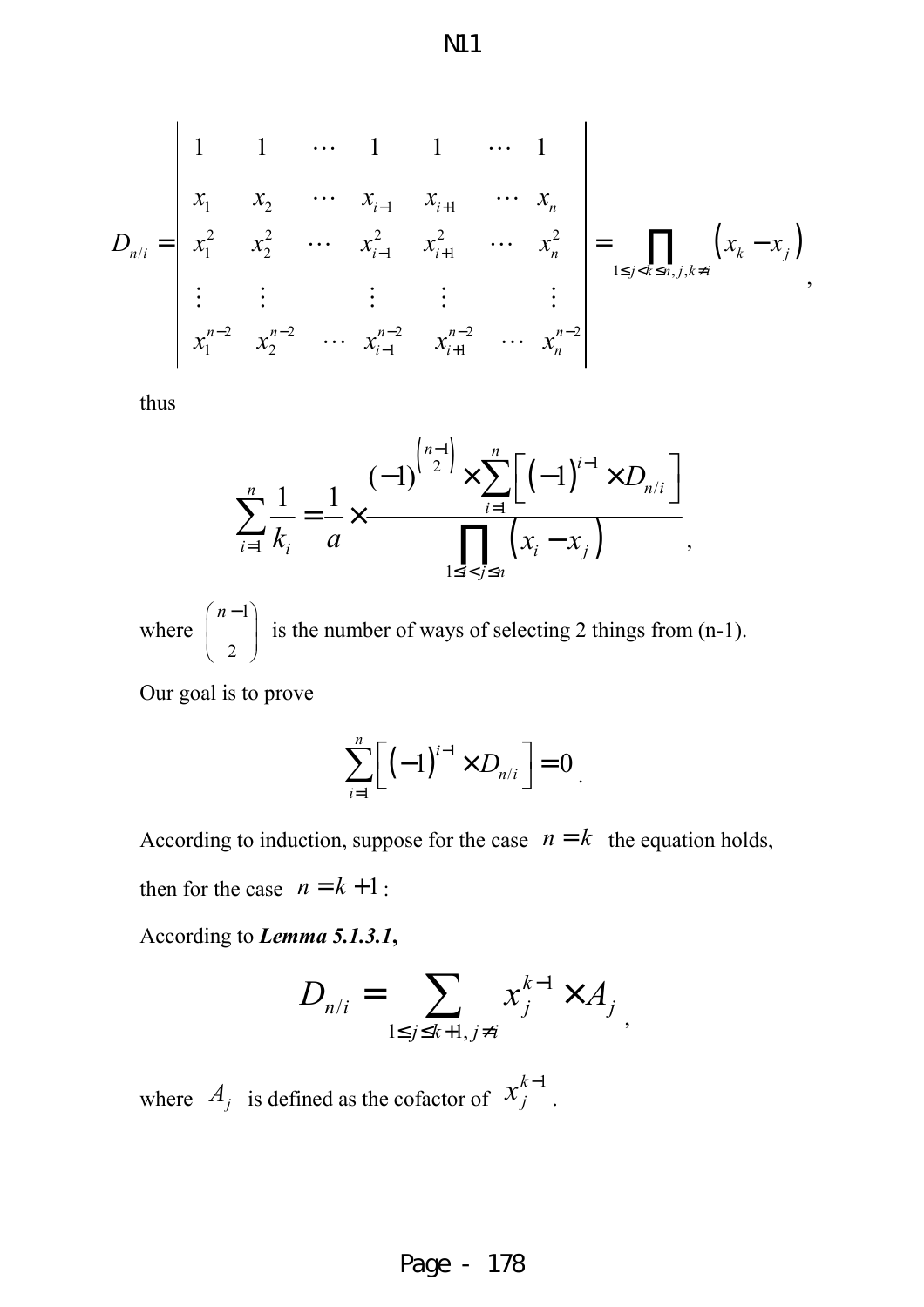$$D_{n/i} = \begin{vmatrix} 1 & 1 & \cdots & 1 & 1 & \cdots & 1 \\ x_1 & x_2 & \cdots & x_{i-1} & x_{i+1} & \cdots & x_n \\ x_1^2 & x_2^2 & \cdots & x_{i-1}^2 & x_{i+1}^2 & \cdots & x_n^2 \\ \vdots & \vdots & & \vdots & \vdots & & \vdots \\ x_1^{n-2} & x_2^{n-2} & \cdots & x_{i-1}^{n-2} & x_{i+1}^{n-2} & \cdots & x_n^{n-2} \end{vmatrix} = \prod_{1 \le j < k \le n,\, j,k \ne i} (x_k - x_j),$$

thus

$$\sum_{i=1}^{n} \frac{1}{k_i} = \frac{1}{a} \times \frac{(-1)^{\binom{n-1}{2}} \times \sum_{i=1}^{n} \left[ (-1)^{i-1} \times D_{n/i} \right]}{\prod_{1 \le i < j \le n} (x_i - x_j)},$$

where $\binom{n-1}{2}$ is the number of ways of selecting 2 things from (n-1).

Our goal is to prove

$$\sum_{i=1}^{n} \left[ (-1)^{i-1} \times D_{n/i} \right] = 0.$$

According to induction, suppose for the case $n = k$ the equation holds, then for the case $n = k+1$:

According to ***Lemma 5.1.3.1***,

$$D_{n/i} = \sum_{1 \le j \le k+1,\, j \ne i} x_j^{k-1} \times A_j,$$

where $A_j$ is defined as the cofactor of $x_j^{k-1}$.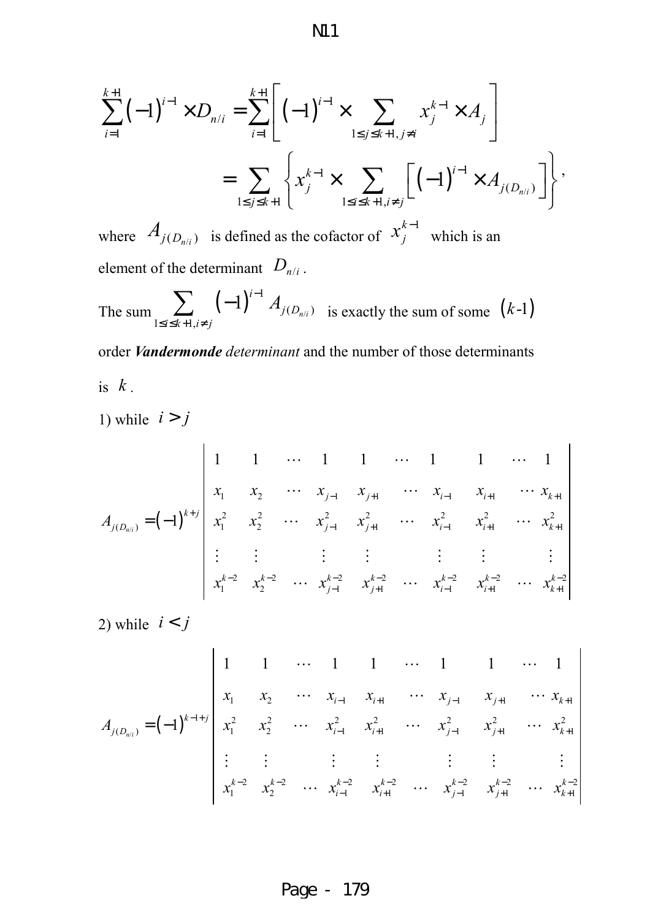$$\sum_{i=1}^{k+1}(-1)^{i-1}\times D_{n/i}=\sum_{i=1}^{k+1}\left[(-1)^{i-1}\times\sum_{1\le j\le k+1,\,j\ne i}x_j^{k-1}\times A_j\right]$$

$$=\sum_{1\le j\le k+1}\left\{x_j^{k-1}\times\sum_{1\le i\le k+1,\,i\ne j}\left[(-1)^{i-1}\times A_{j(D_{n/i})}\right]\right\},$$

where $A_{j(D_{n/i})}$ is defined as the cofactor of $x_j^{k-1}$ which is an element of the determinant $D_{n/i}$.

The sum $\sum_{1\le i\le k+1,i\ne j}(-1)^{i-1}A_{j(D_{n/i})}$ is exactly the sum of some $(k\text{-}1)$ order ***Vandermonde*** *determinant* and the number of those determinants is $k$.

1) while $i>j$

$$A_{j(D_{n/i})}=(-1)^{k+j}\begin{vmatrix}1 & 1 & \cdots & 1 & 1 & \cdots & 1 & 1 & \cdots & 1\\ x_1 & x_2 & \cdots & x_{j-1} & x_{j+1} & \cdots & x_{i-1} & x_{i+1} & \cdots & x_{k+1}\\ x_1^2 & x_2^2 & \cdots & x_{j-1}^2 & x_{j+1}^2 & \cdots & x_{i-1}^2 & x_{i+1}^2 & \cdots & x_{k+1}^2\\ \vdots & \vdots & & \vdots & \vdots & & \vdots & \vdots & & \vdots\\ x_1^{k-2} & x_2^{k-2} & \cdots & x_{j-1}^{k-2} & x_{j+1}^{k-2} & \cdots & x_{i-1}^{k-2} & x_{i+1}^{k-2} & \cdots & x_{k+1}^{k-2}\end{vmatrix}$$

2) while $i<j$

$$A_{j(D_{n/i})}=(-1)^{k-1+j}\begin{vmatrix}1 & 1 & \cdots & 1 & 1 & \cdots & 1 & 1 & \cdots & 1\\ x_1 & x_2 & \cdots & x_{i-1} & x_{i+1} & \cdots & x_{j-1} & x_{j+1} & \cdots & x_{k+1}\\ x_1^2 & x_2^2 & \cdots & x_{i-1}^2 & x_{i+1}^2 & \cdots & x_{j-1}^2 & x_{j+1}^2 & \cdots & x_{k+1}^2\\ \vdots & \vdots & & \vdots & \vdots & & \vdots & \vdots & & \vdots\\ x_1^{k-2} & x_2^{k-2} & \cdots & x_{i-1}^{k-2} & x_{i+1}^{k-2} & \cdots & x_{j-1}^{k-2} & x_{j+1}^{k-2} & \cdots & x_{k+1}^{k-2}\end{vmatrix}$$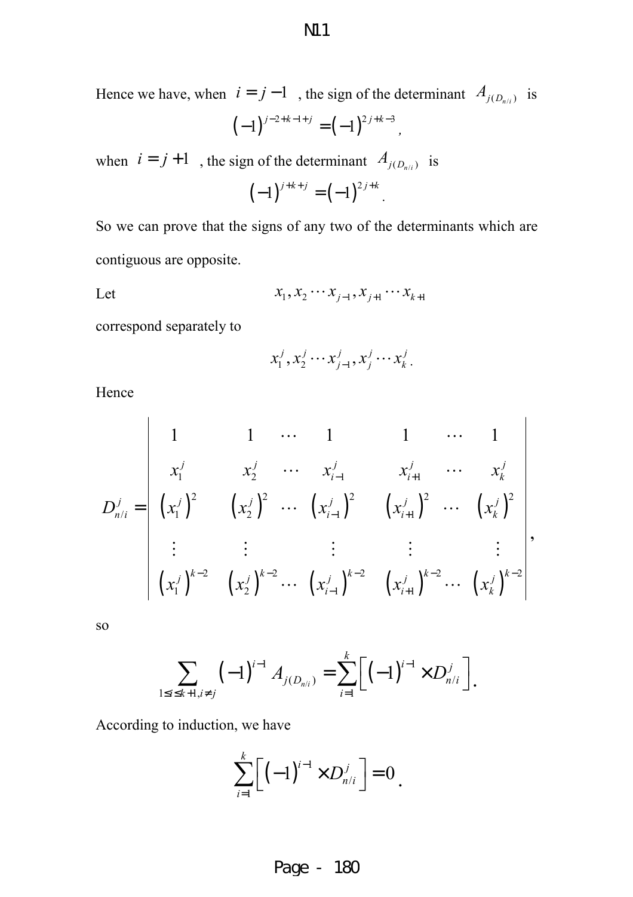Hence we have, when $i = j - 1$ , the sign of the determinant $A_{j(D_{n/i})}$ is

$$(-1)^{j-2+k-1+j} = (-1)^{2j+k-3},$$

when $i = j + 1$ , the sign of the determinant $A_{j(D_{n/i})}$ is

$$(-1)^{j+k+j} = (-1)^{2j+k}.$$

So we can prove that the signs of any two of the determinants which are contiguous are opposite.

Let

$$x_1, x_2 \cdots x_{j-1}, x_{j+1} \cdots x_{k+1}$$

correspond separately to

$$x_1^j, x_2^j \cdots x_{j-1}^j, x_j^j \cdots x_k^j.$$

Hence

$$D_{n/i}^j = \begin{vmatrix} 1 & 1 & \cdots & 1 & 1 & \cdots & 1 \\ x_1^j & x_2^j & \cdots & x_{i-1}^j & x_{i+1}^j & \cdots & x_k^j \\ \left(x_1^j\right)^2 & \left(x_2^j\right)^2 & \cdots & \left(x_{i-1}^j\right)^2 & \left(x_{i+1}^j\right)^2 & \cdots & \left(x_k^j\right)^2 \\ \vdots & \vdots & & \vdots & \vdots & & \vdots \\ \left(x_1^j\right)^{k-2} & \left(x_2^j\right)^{k-2} & \cdots & \left(x_{i-1}^j\right)^{k-2} & \left(x_{i+1}^j\right)^{k-2} & \cdots & \left(x_k^j\right)^{k-2} \end{vmatrix},$$

so

$$\sum_{1 \le i \le k+1, i \ne j} (-1)^{i-1} A_{j(D_{n/i})} = \sum_{i=1}^{k} \left[ (-1)^{i-1} \times D_{n/i}^j \right].$$

According to induction, we have

$$\sum_{i=1}^{k} \left[ (-1)^{i-1} \times D_{n/i}^j \right] = 0.$$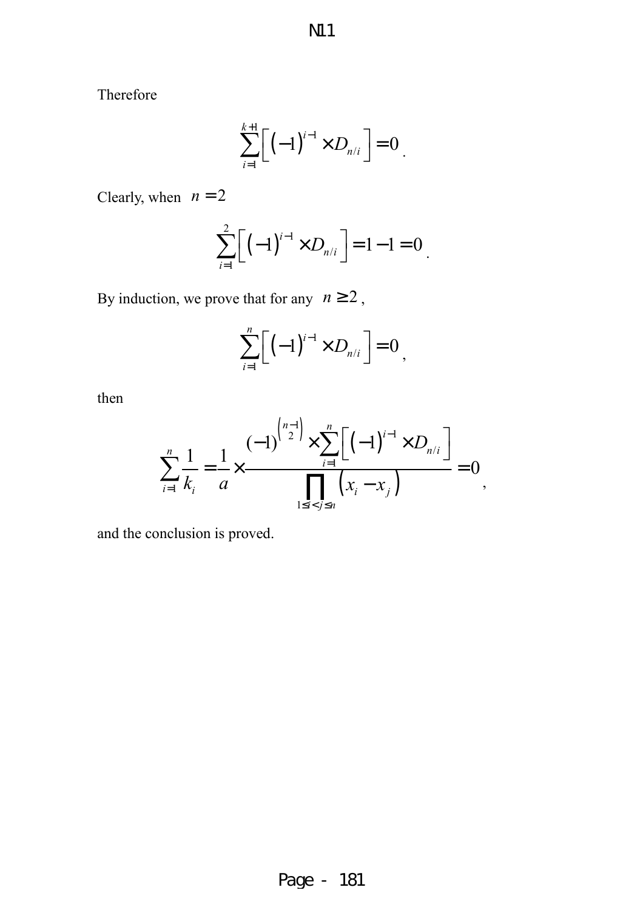Therefore

$$\sum_{i=1}^{k+1}\left[\left(-1\right)^{i-1}\times D_{n/i}\right]=0.$$

Clearly, when $n=2$

$$\sum_{i=1}^{2}\left[\left(-1\right)^{i-1}\times D_{n/i}\right]=1-1=0.$$

By induction, we prove that for any $n\geq 2$,

$$\sum_{i=1}^{n}\left[\left(-1\right)^{i-1}\times D_{n/i}\right]=0,$$

then

$$\sum_{i=1}^{n}\frac{1}{k_i}=\frac{1}{a}\times\frac{(-1)^{\binom{n-1}{2}}\times\sum_{i=1}^{n}\left[\left(-1\right)^{i-1}\times D_{n/i}\right]}{\prod_{1\leq i<j\leq n}\left(x_i-x_j\right)}=0,$$

and the conclusion is proved.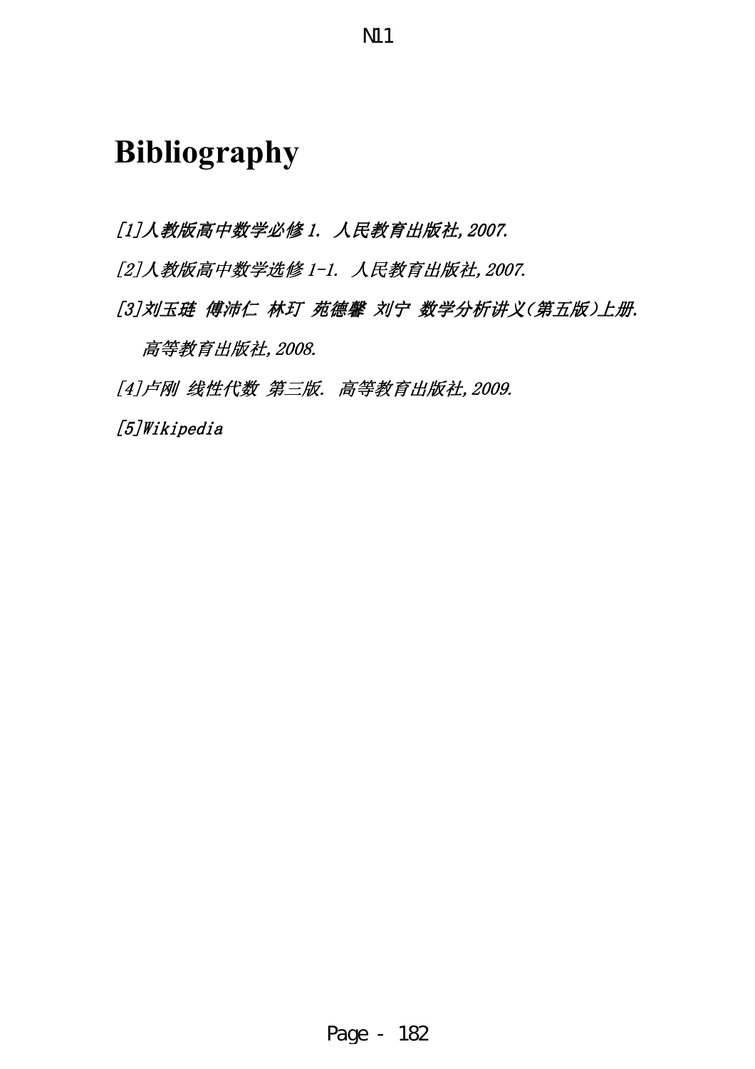# Bibliography

*[1]人教版高中数学必修 1. 人民教育出版社,2007.*

*[2]人教版高中数学选修 1-1. 人民教育出版社,2007.*

*[3]刘玉琏 傅沛仁 林玎 苑德馨 刘宁 数学分析讲义(第五版)上册. 高等教育出版社,2008.*

*[4]卢刚 线性代数 第三版. 高等教育出版社,2009.*

*[5]Wikipedia*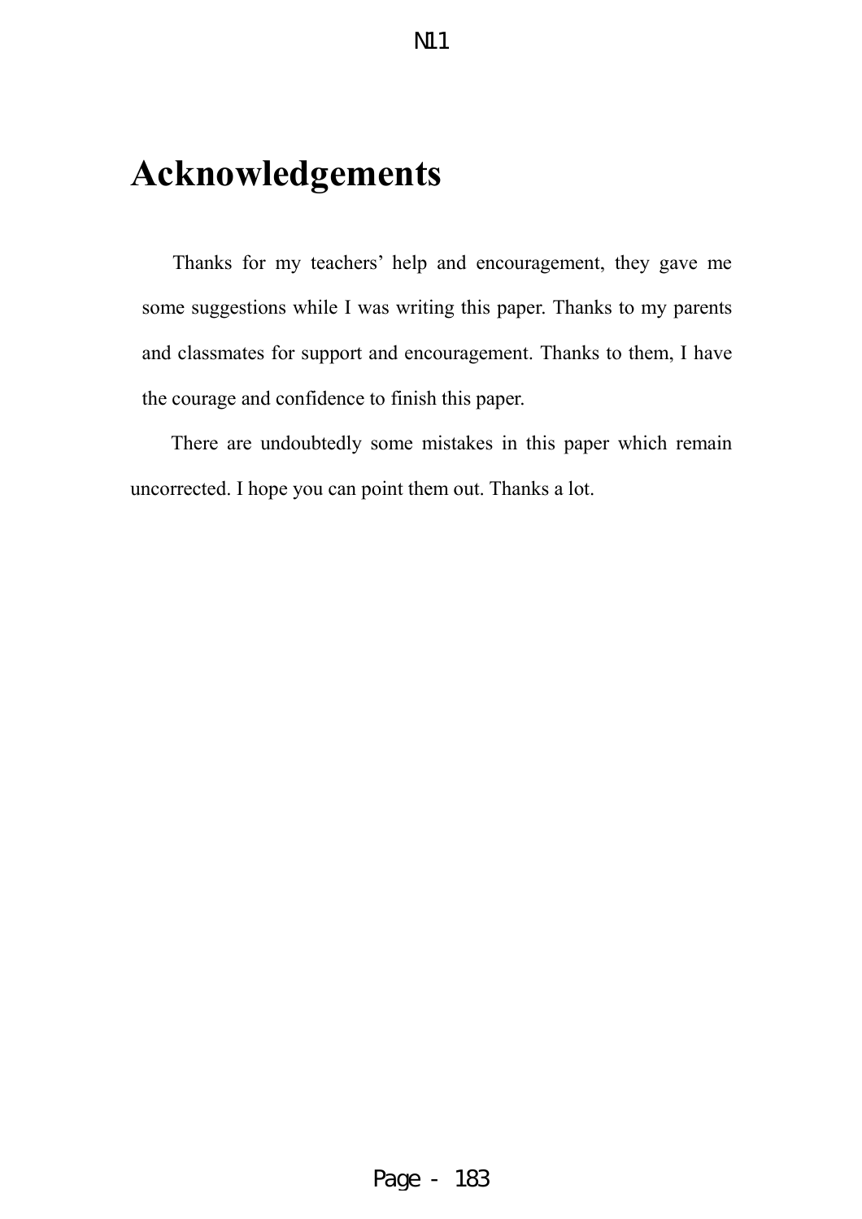# Acknowledgements

Thanks for my teachers' help and encouragement, they gave me some suggestions while I was writing this paper. Thanks to my parents and classmates for support and encouragement. Thanks to them, I have the courage and confidence to finish this paper.

There are undoubtedly some mistakes in this paper which remain uncorrected. I hope you can point them out. Thanks a lot.